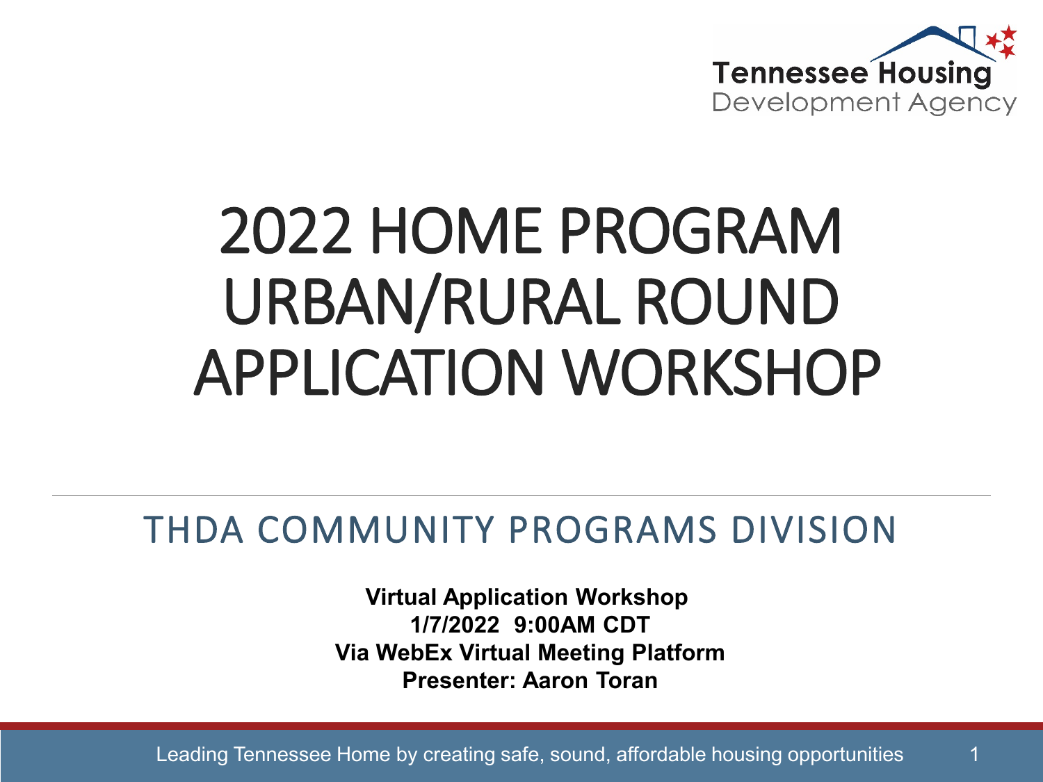Tennessee Housing Development Agency

# 2022 HOME PROGRAM URBAN/RURAL ROUND APPLICATION WORKSHOP

## THDA COMMUNITY PROGRAMS DIVISION

**Virtual Application Workshop**
**1/7/2022 9:00AM CDT**
**Via WebEx Virtual Meeting Platform**
**Presenter: Aaron Toran**

Leading Tennessee Home by creating safe, sound, affordable housing opportunities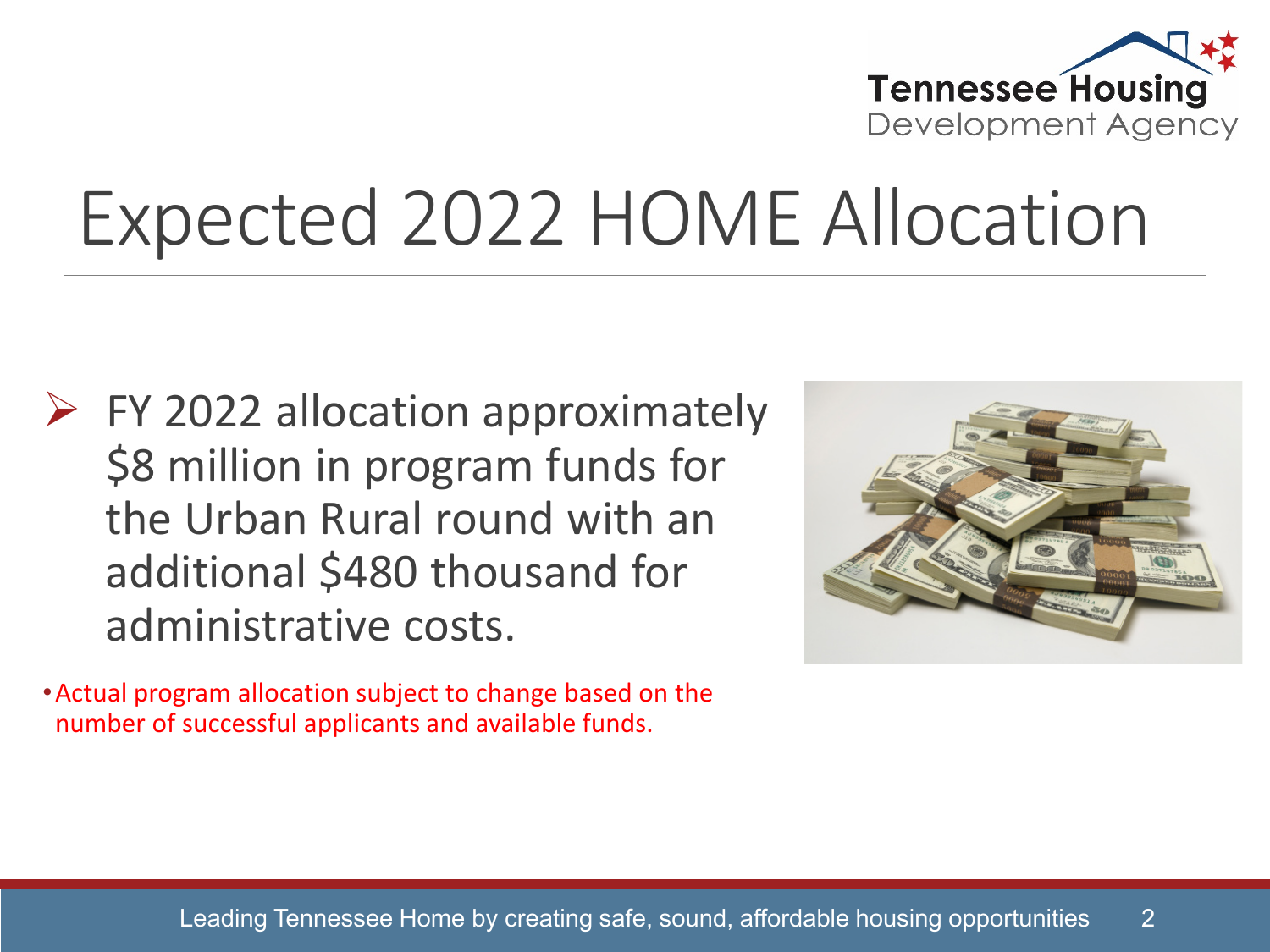# Expected 2022 HOME Allocation

- FY 2022 allocation approximately $8 million in program funds for the Urban Rural round with an additional $480 thousand for administrative costs.

- Actual program allocation subject to change based on the number of successful applicants and available funds.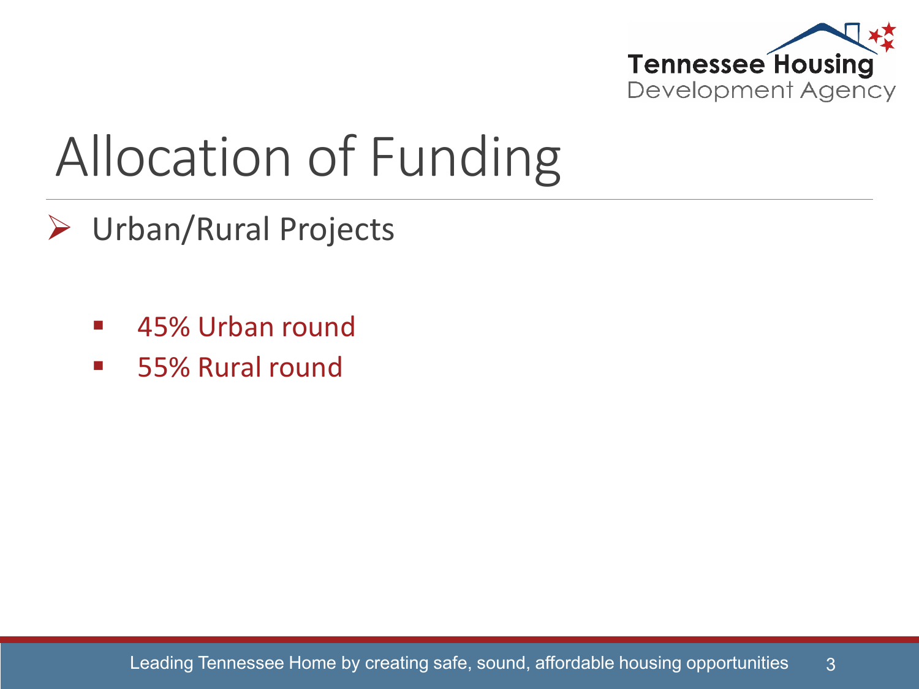# Allocation of Funding

- Urban/Rural Projects
  - 45% Urban round
  - 55% Rural round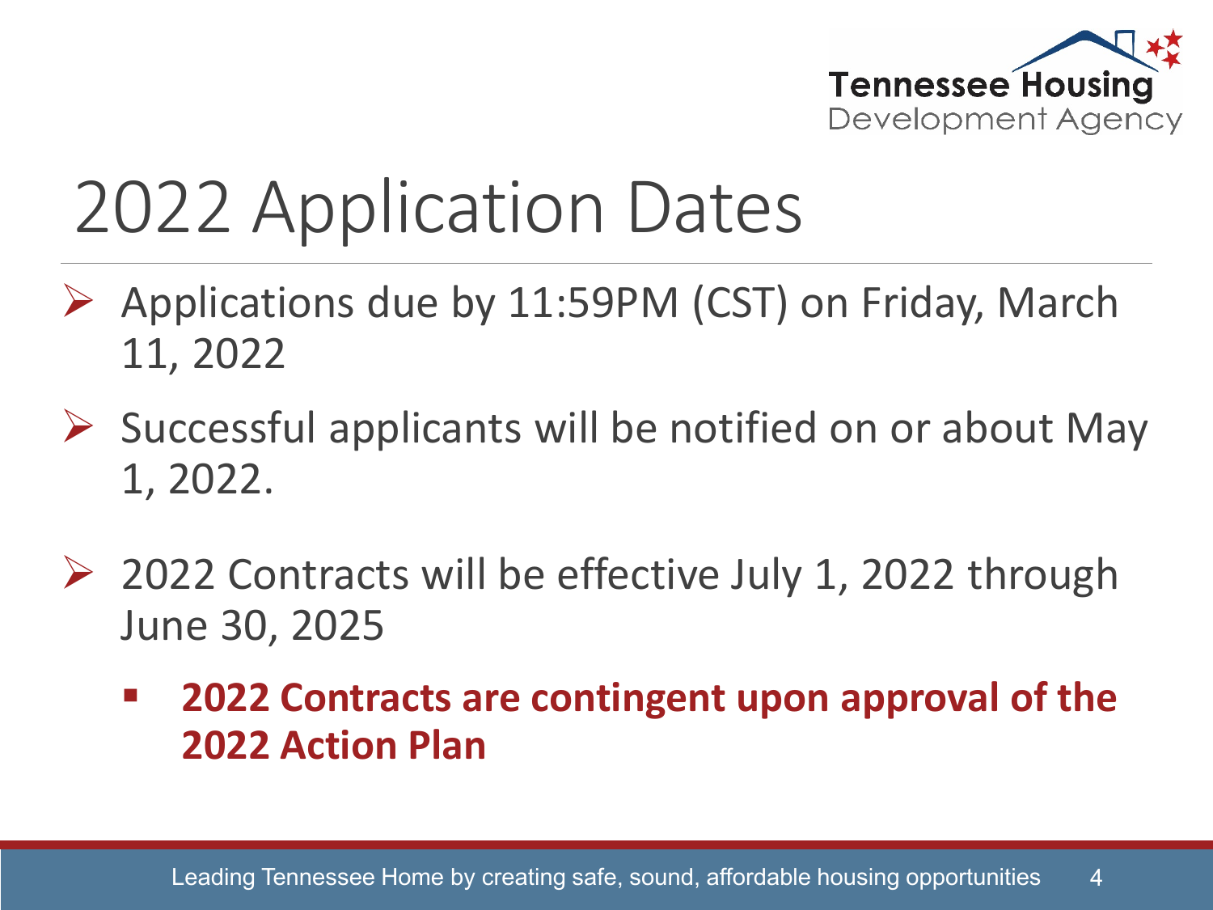# 2022 Application Dates

- Applications due by 11:59PM (CST) on Friday, March 11, 2022
- Successful applicants will be notified on or about May 1, 2022.
- 2022 Contracts will be effective July 1, 2022 through June 30, 2025
  - **2022 Contracts are contingent upon approval of the 2022 Action Plan**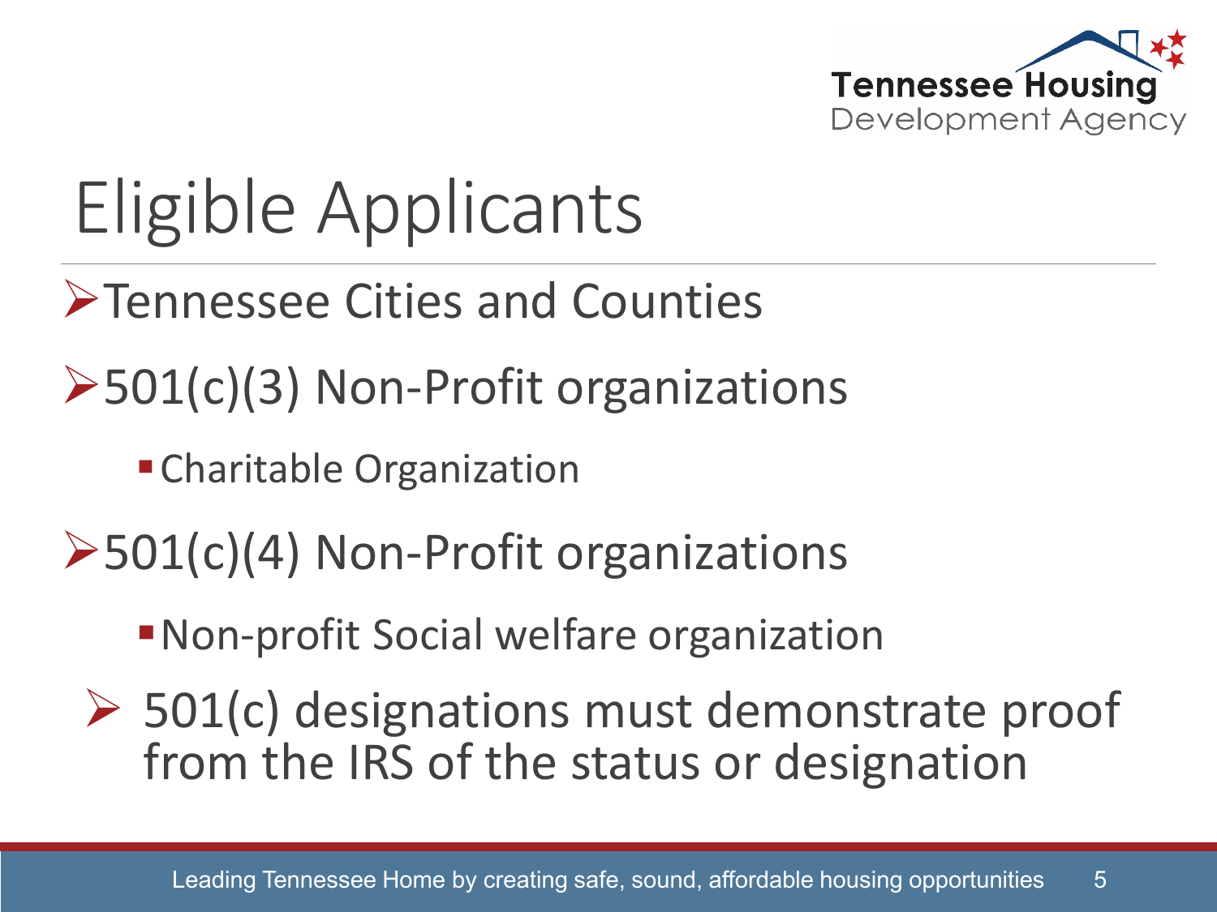# Eligible Applicants

- Tennessee Cities and Counties
- 501(c)(3) Non-Profit organizations
  - Charitable Organization
- 501(c)(4) Non-Profit organizations
  - Non-profit Social welfare organization
- 501(c) designations must demonstrate proof from the IRS of the status or designation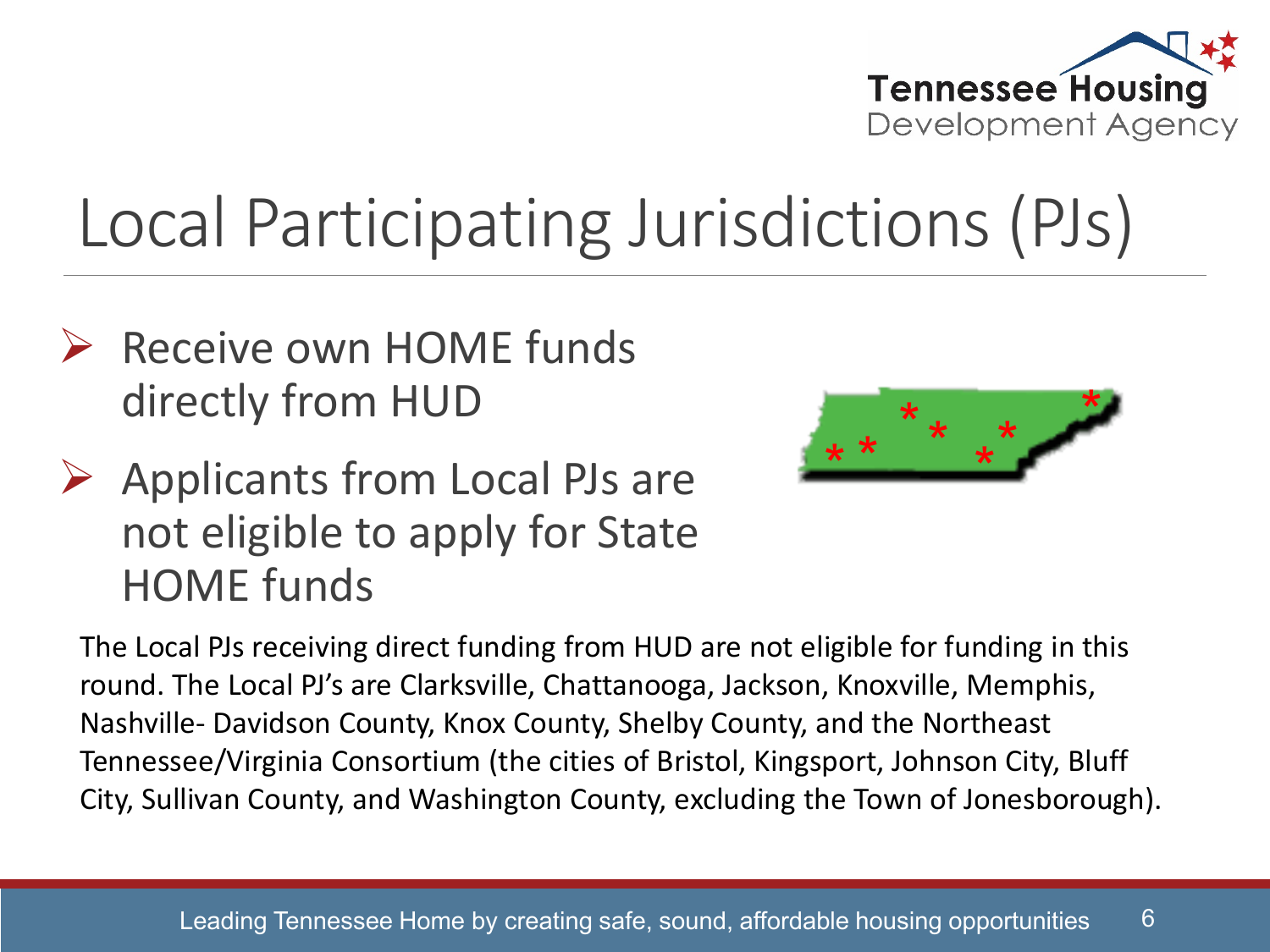# Local Participating Jurisdictions (PJs)

- Receive own HOME funds directly from HUD
- Applicants from Local PJs are not eligible to apply for State HOME funds

The Local PJs receiving direct funding from HUD are not eligible for funding in this round. The Local PJ's are Clarksville, Chattanooga, Jackson, Knoxville, Memphis, Nashville- Davidson County, Knox County, Shelby County, and the Northeast Tennessee/Virginia Consortium (the cities of Bristol, Kingsport, Johnson City, Bluff City, Sullivan County, and Washington County, excluding the Town of Jonesborough).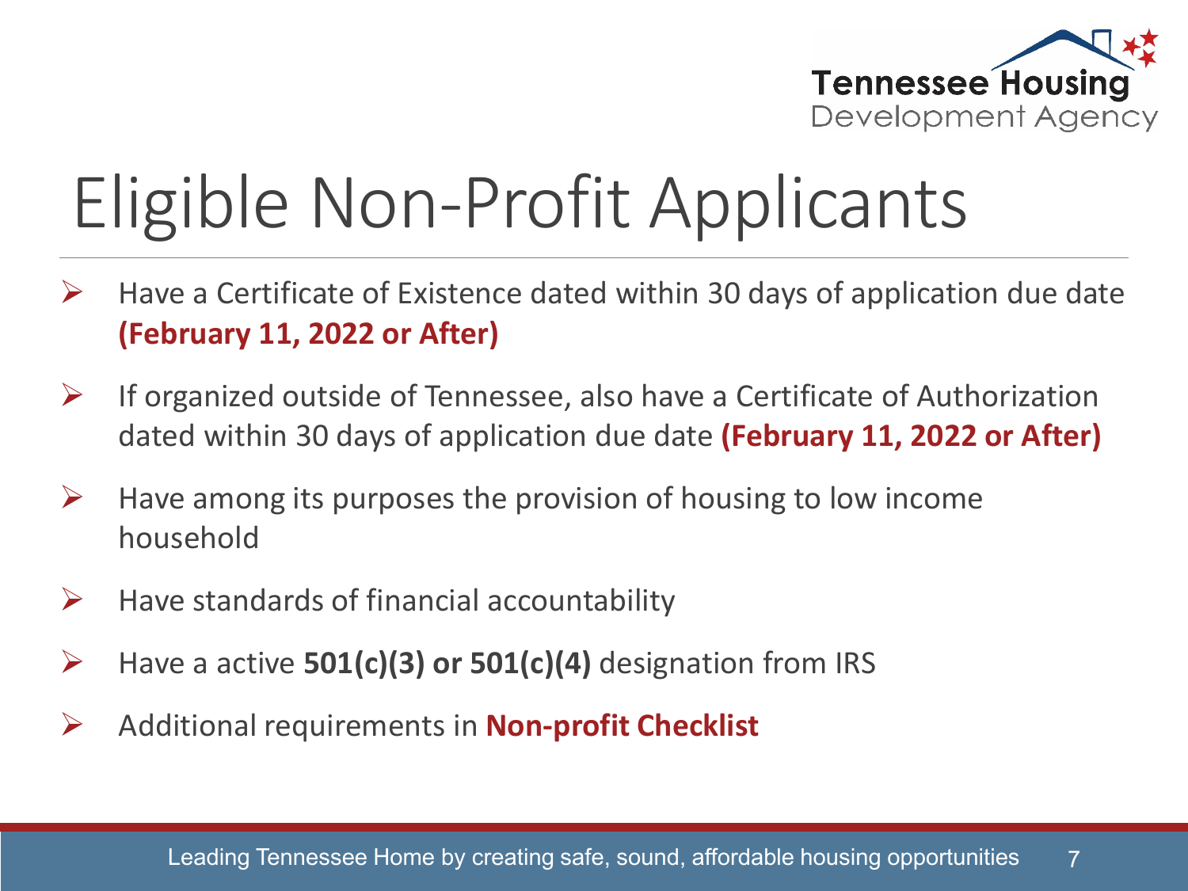# Eligible Non-Profit Applicants

- Have a Certificate of Existence dated within 30 days of application due date **(February 11, 2022 or After)**
- If organized outside of Tennessee, also have a Certificate of Authorization dated within 30 days of application due date **(February 11, 2022 or After)**
- Have among its purposes the provision of housing to low income household
- Have standards of financial accountability
- Have a active **501(c)(3) or 501(c)(4)** designation from IRS
- Additional requirements in **Non-profit Checklist**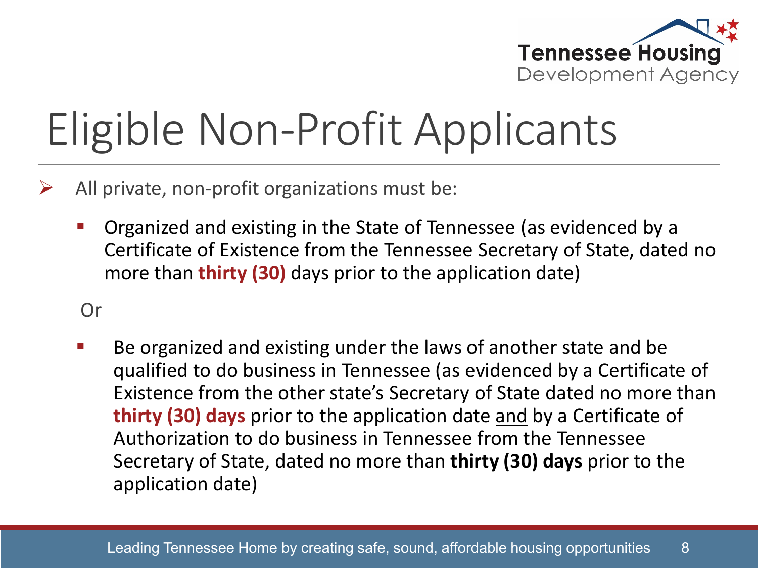# Eligible Non-Profit Applicants

- All private, non-profit organizations must be:
  - Organized and existing in the State of Tennessee (as evidenced by a Certificate of Existence from the Tennessee Secretary of State, dated no more than **thirty (30)** days prior to the application date)

  Or

  - Be organized and existing under the laws of another state and be qualified to do business in Tennessee (as evidenced by a Certificate of Existence from the other state's Secretary of State dated no more than **thirty (30) days** prior to the application date <u>and</u> by a Certificate of Authorization to do business in Tennessee from the Tennessee Secretary of State, dated no more than **thirty (30) days** prior to the application date)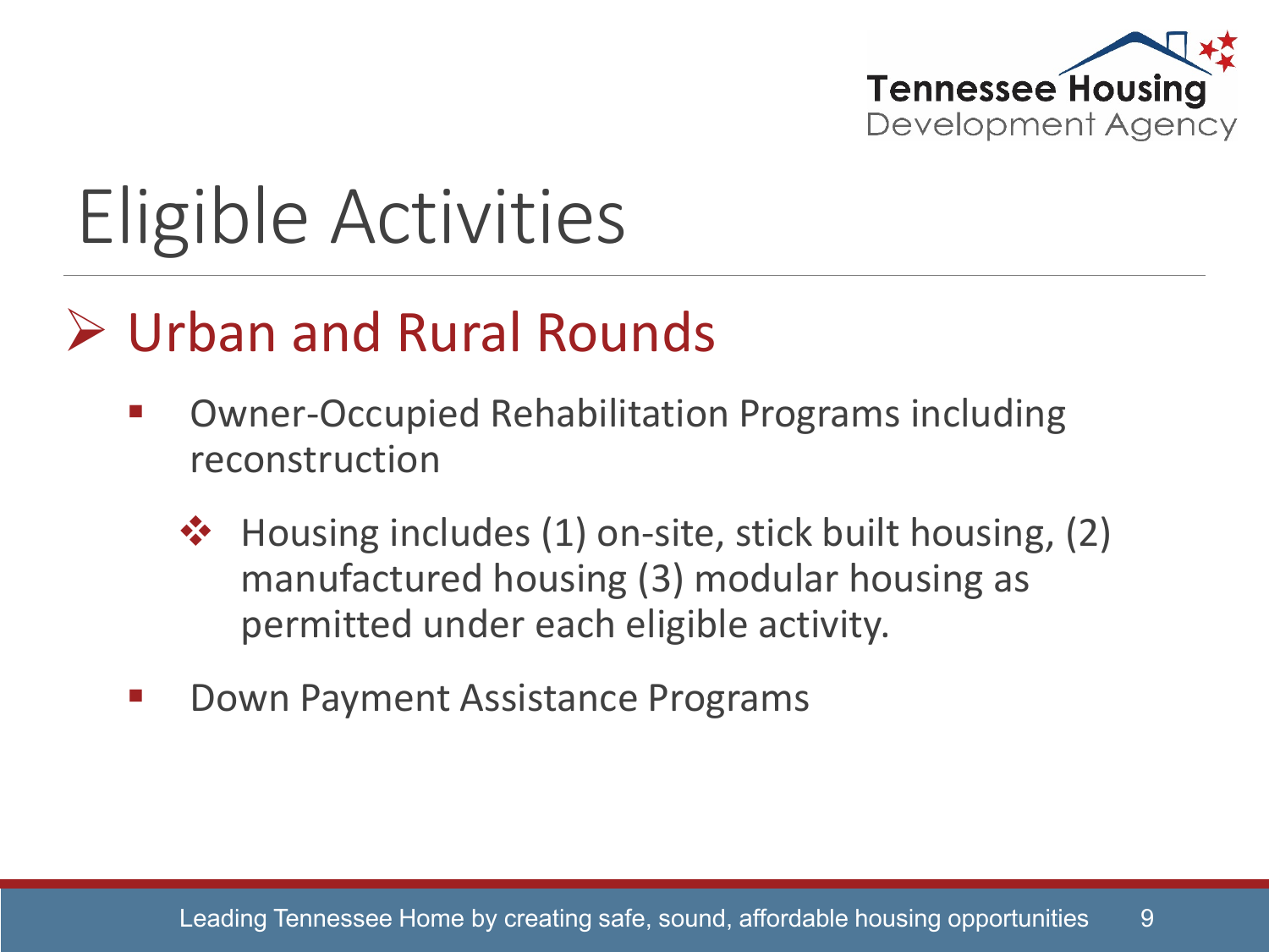# Eligible Activities

## Urban and Rural Rounds

- Owner-Occupied Rehabilitation Programs including reconstruction
  - Housing includes (1) on-site, stick built housing, (2) manufactured housing (3) modular housing as permitted under each eligible activity.
- Down Payment Assistance Programs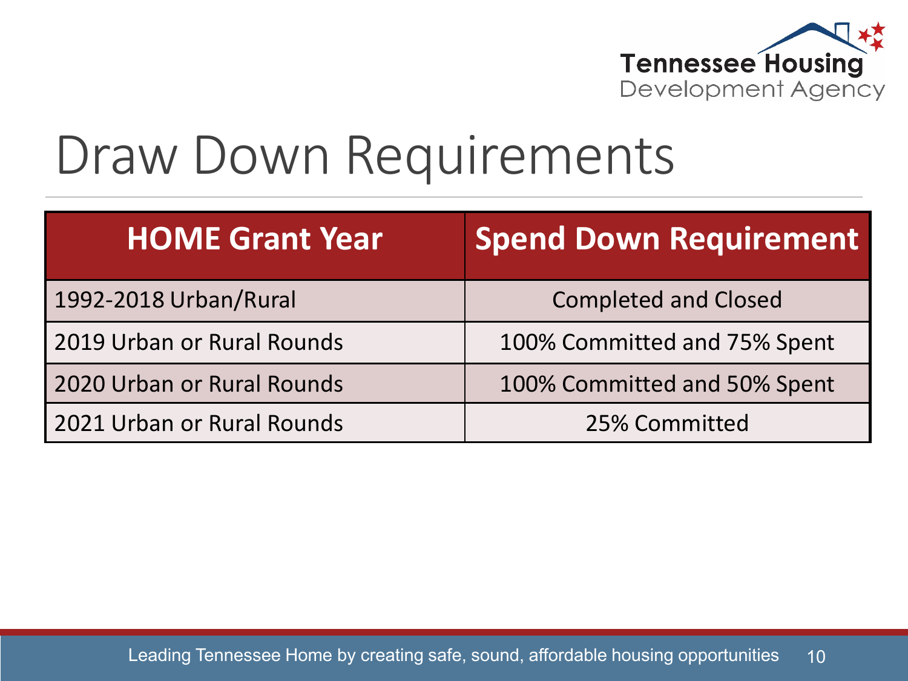# Draw Down Requirements

| HOME Grant Year | Spend Down Requirement |
|---|---|
| 1992-2018 Urban/Rural | Completed and Closed |
| 2019 Urban or Rural Rounds | 100% Committed and 75% Spent |
| 2020 Urban or Rural Rounds | 100% Committed and 50% Spent |
| 2021 Urban or Rural Rounds | 25% Committed |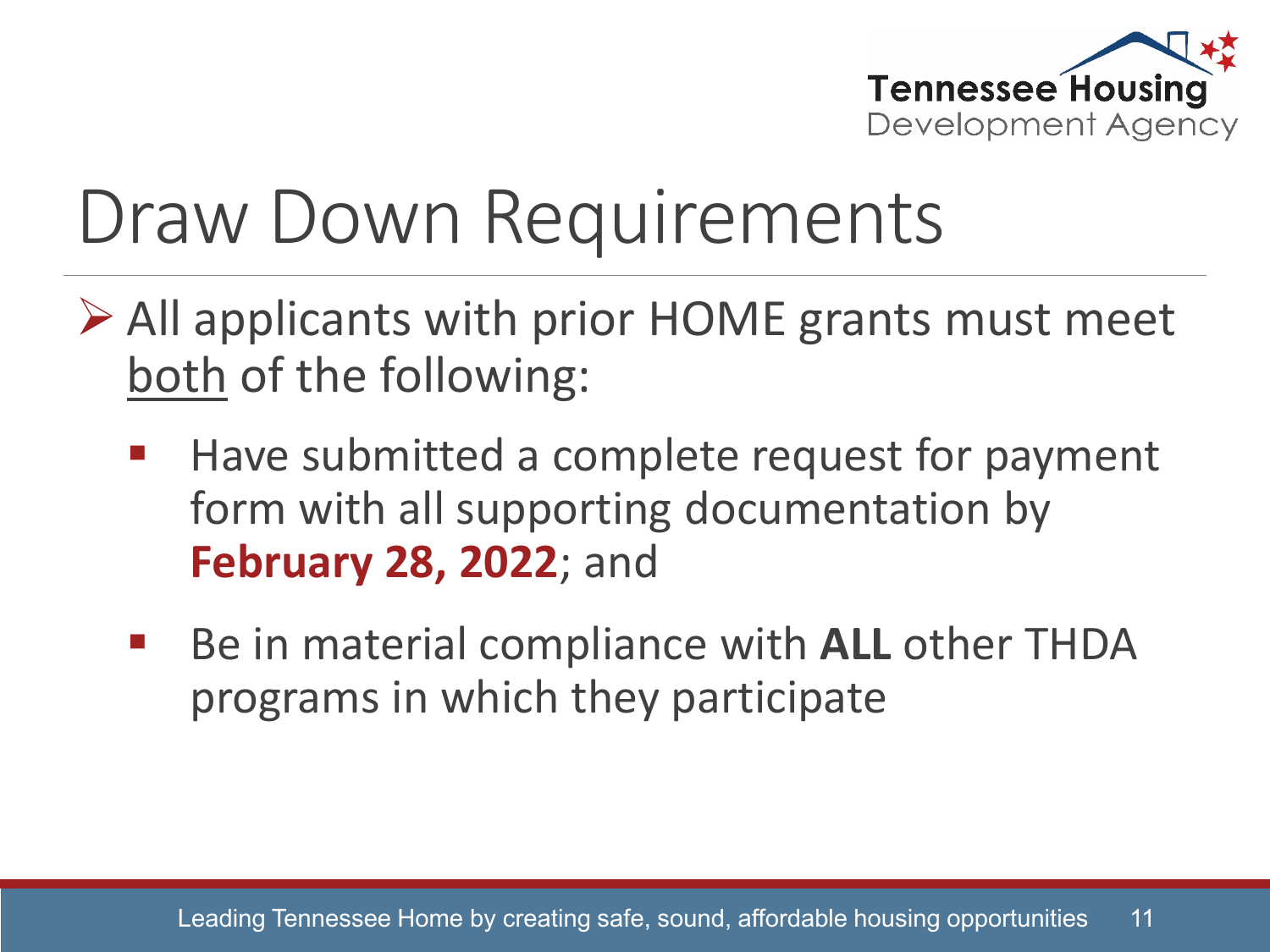# Draw Down Requirements

- All applicants with prior HOME grants must meet <u>both</u> of the following:
  - Have submitted a complete request for payment form with all supporting documentation by **February 28, 2022**; and
  - Be in material compliance with **ALL** other THDA programs in which they participate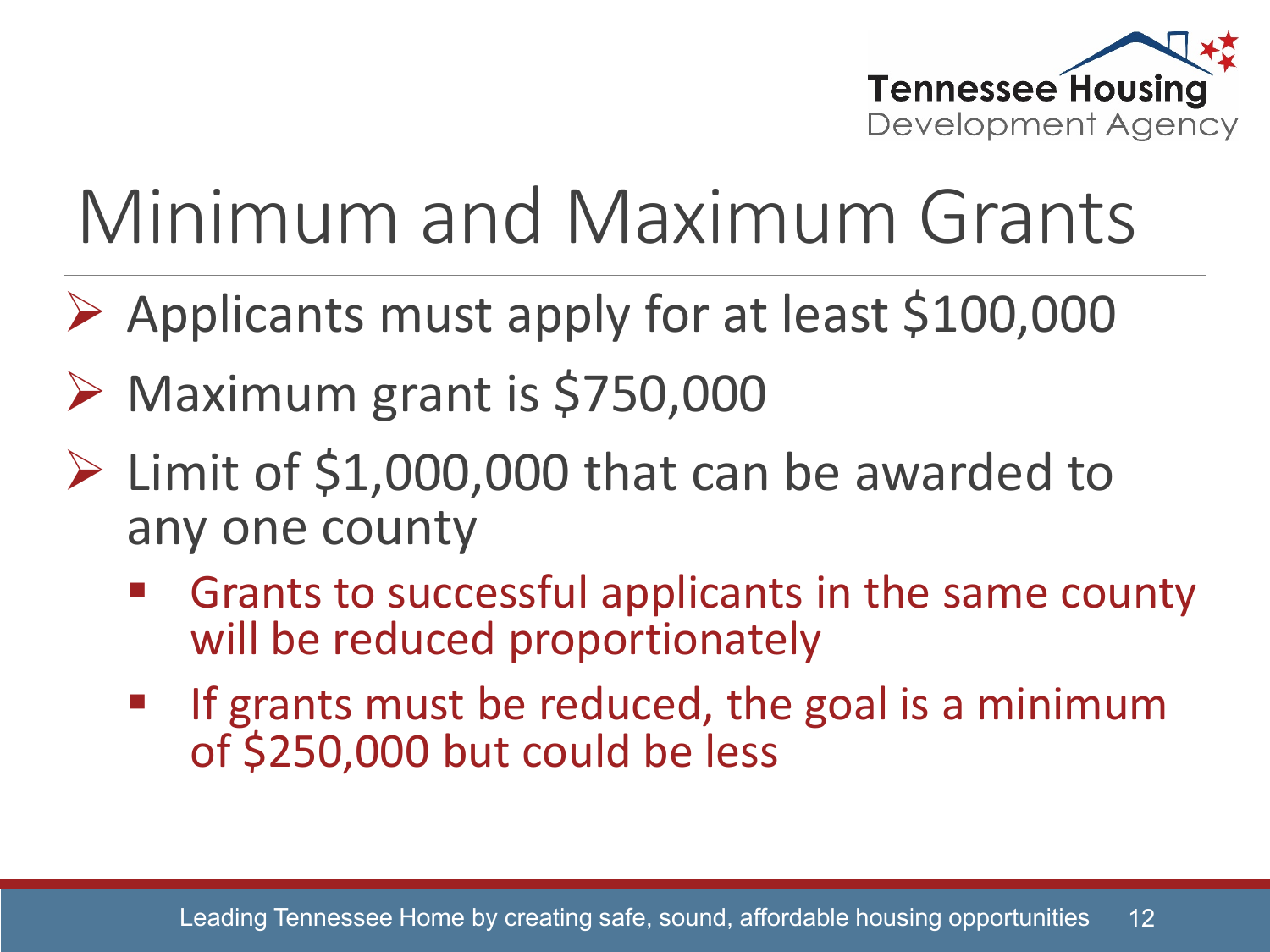# Minimum and Maximum Grants

- Applicants must apply for at least $100,000
- Maximum grant is $750,000
- Limit of $1,000,000 that can be awarded to any one county
  - Grants to successful applicants in the same county will be reduced proportionately
  - If grants must be reduced, the goal is a minimum of $250,000 but could be less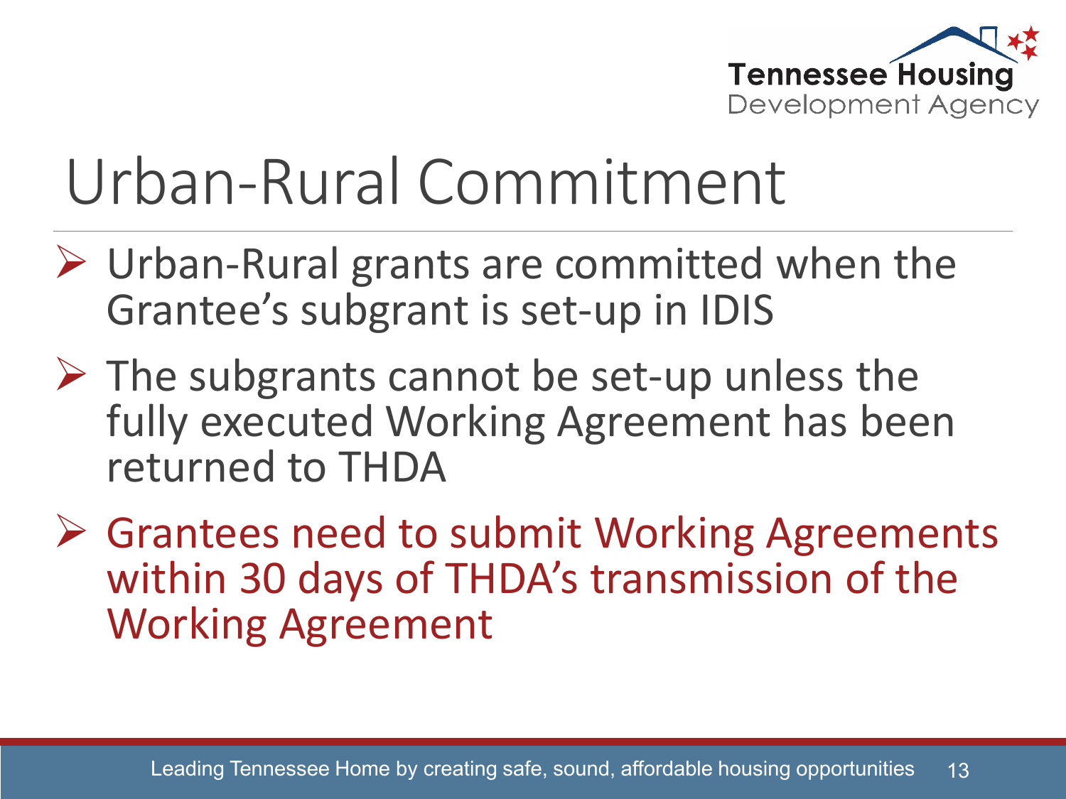# Urban-Rural Commitment

- Urban-Rural grants are committed when the Grantee's subgrant is set-up in IDIS
- The subgrants cannot be set-up unless the fully executed Working Agreement has been returned to THDA
- Grantees need to submit Working Agreements within 30 days of THDA's transmission of the Working Agreement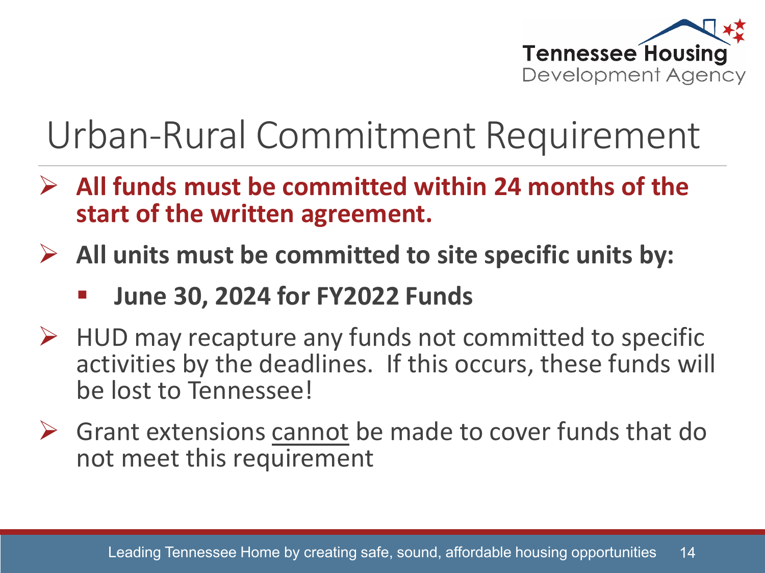# Urban-Rural Commitment Requirement

- **All funds must be committed within 24 months of the start of the written agreement.**
- **All units must be committed to site specific units by:**
  - **June 30, 2024 for FY2022 Funds**
- HUD may recapture any funds not committed to specific activities by the deadlines. If this occurs, these funds will be lost to Tennessee!
- Grant extensions <u>cannot</u> be made to cover funds that do not meet this requirement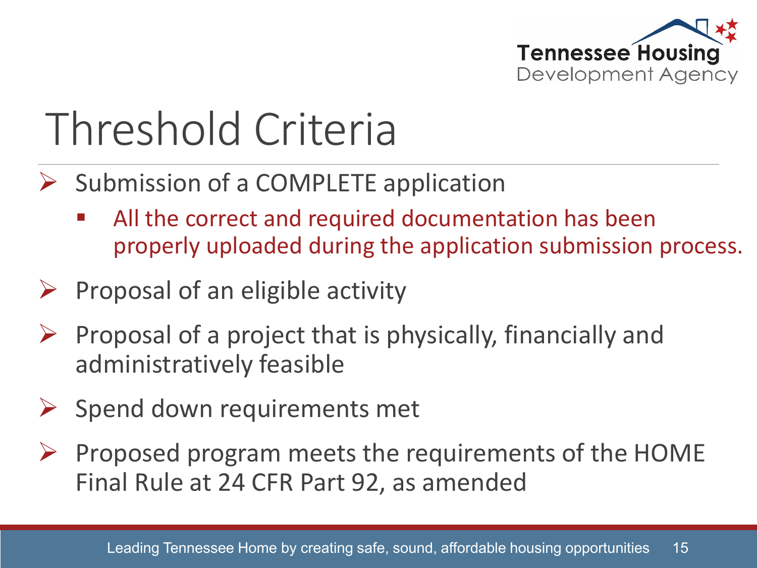# Threshold Criteria

- Submission of a COMPLETE application
  - All the correct and required documentation has been properly uploaded during the application submission process.
- Proposal of an eligible activity
- Proposal of a project that is physically, financially and administratively feasible
- Spend down requirements met
- Proposed program meets the requirements of the HOME Final Rule at 24 CFR Part 92, as amended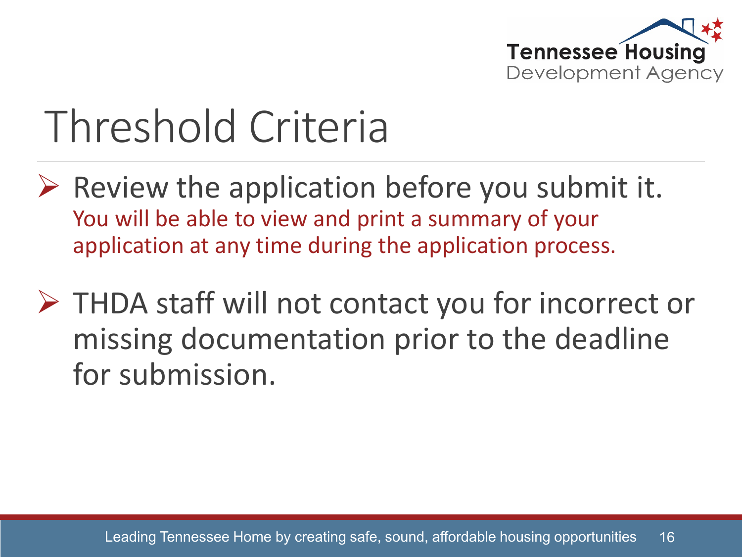# Threshold Criteria

- Review the application before you submit it.
  You will be able to view and print a summary of your application at any time during the application process.

- THDA staff will not contact you for incorrect or missing documentation prior to the deadline for submission.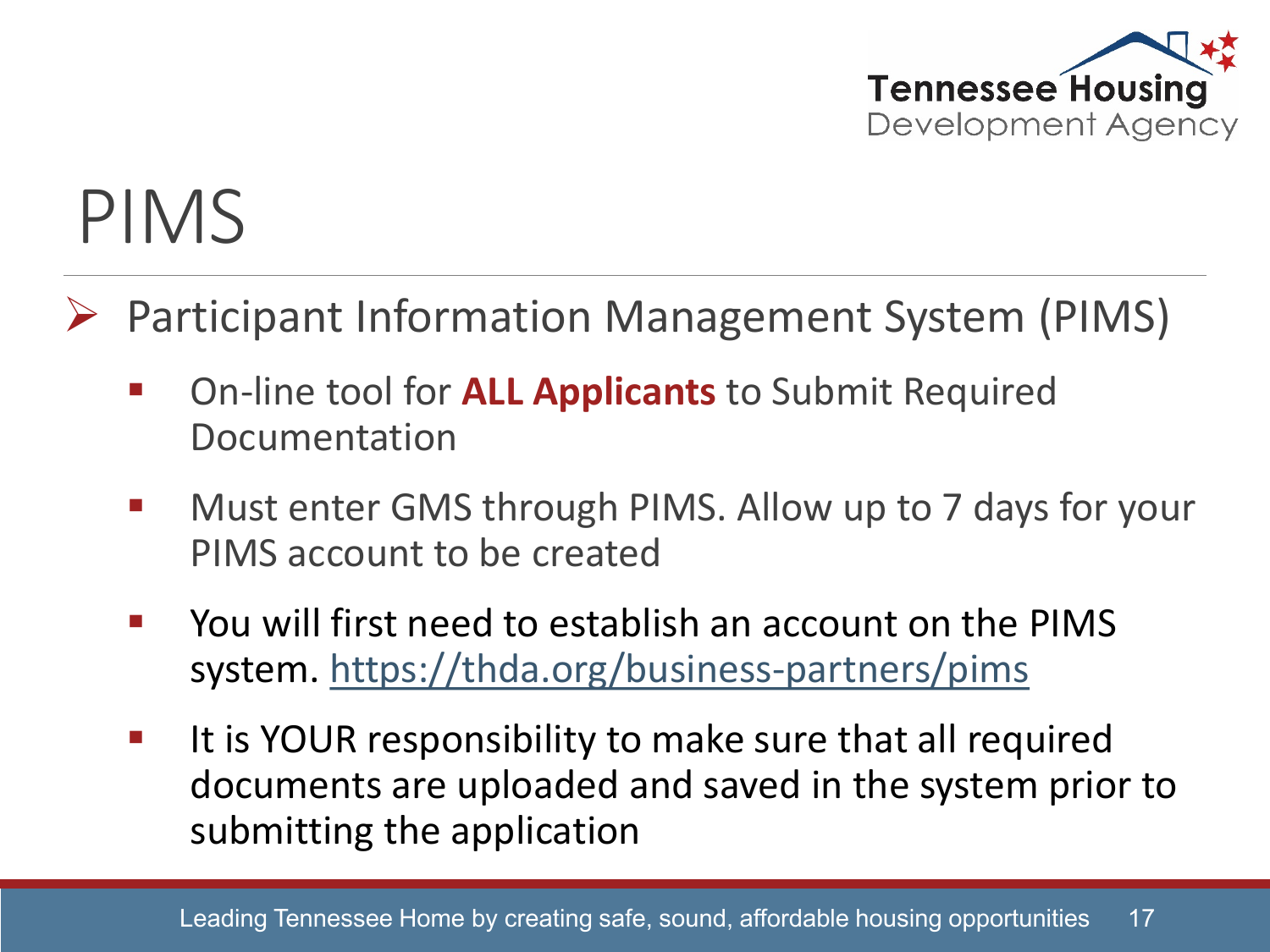# PIMS

- Participant Information Management System (PIMS)
  - On-line tool for **ALL Applicants** to Submit Required Documentation
  - Must enter GMS through PIMS. Allow up to 7 days for your PIMS account to be created
  - You will first need to establish an account on the PIMS system. https://thda.org/business-partners/pims
  - It is YOUR responsibility to make sure that all required documents are uploaded and saved in the system prior to submitting the application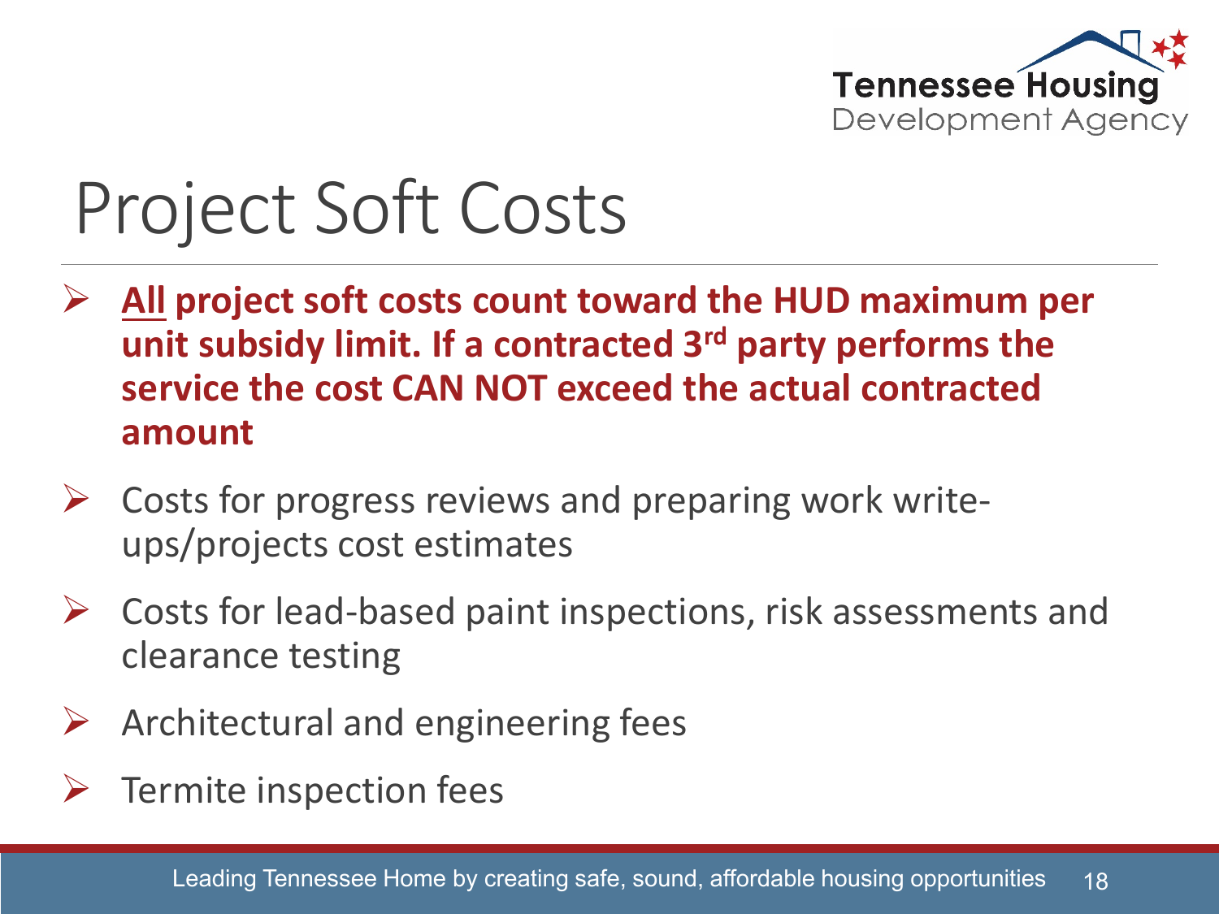# Project Soft Costs

- **<u>All</u> project soft costs count toward the HUD maximum per unit subsidy limit. If a contracted 3rd party performs the service the cost CAN NOT exceed the actual contracted amount**
- Costs for progress reviews and preparing work write-ups/projects cost estimates
- Costs for lead-based paint inspections, risk assessments and clearance testing
- Architectural and engineering fees
- Termite inspection fees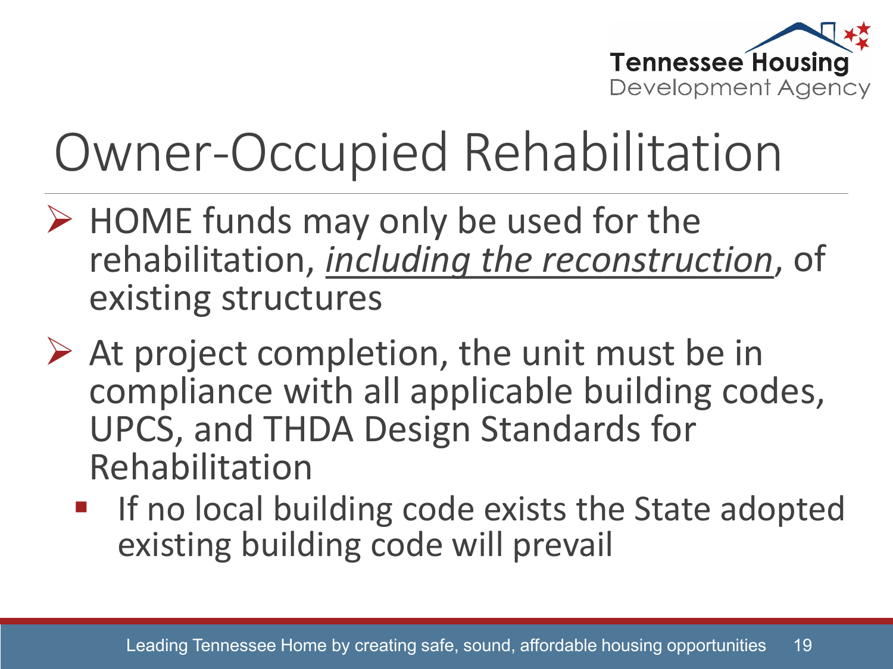# Owner-Occupied Rehabilitation

- HOME funds may only be used for the rehabilitation, *<u>including the reconstruction</u>*, of existing structures
- At project completion, the unit must be in compliance with all applicable building codes, UPCS, and THDA Design Standards for Rehabilitation
  - If no local building code exists the State adopted existing building code will prevail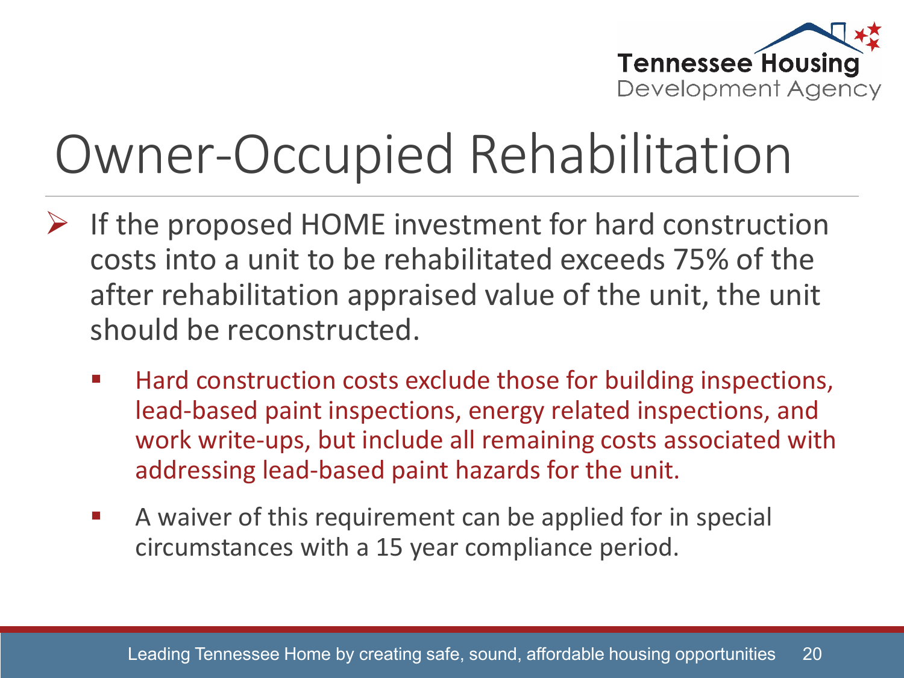# Owner-Occupied Rehabilitation

- If the proposed HOME investment for hard construction costs into a unit to be rehabilitated exceeds 75% of the after rehabilitation appraised value of the unit, the unit should be reconstructed.
  - Hard construction costs exclude those for building inspections, lead-based paint inspections, energy related inspections, and work write-ups, but include all remaining costs associated with addressing lead-based paint hazards for the unit.
  - A waiver of this requirement can be applied for in special circumstances with a 15 year compliance period.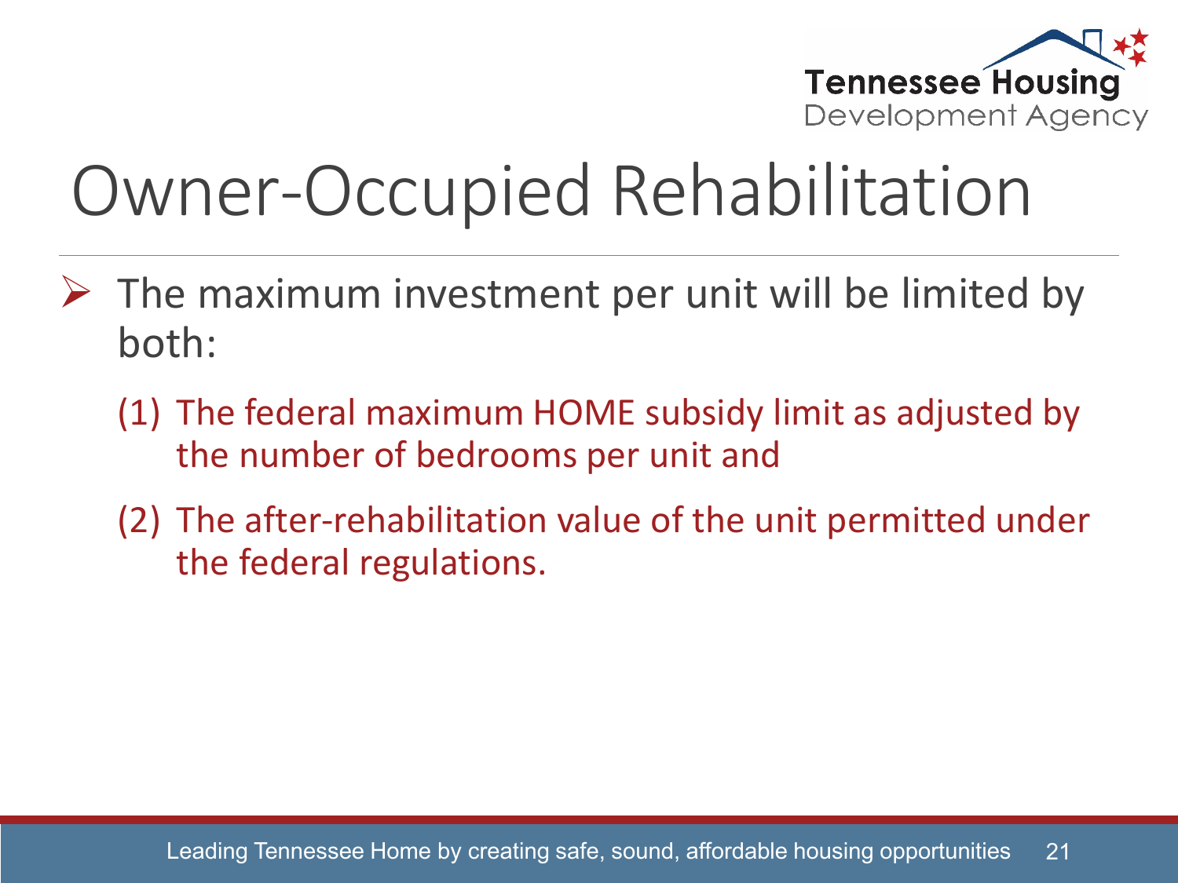# Owner-Occupied Rehabilitation

- The maximum investment per unit will be limited by both:
  - (1) The federal maximum HOME subsidy limit as adjusted by the number of bedrooms per unit and
  - (2) The after-rehabilitation value of the unit permitted under the federal regulations.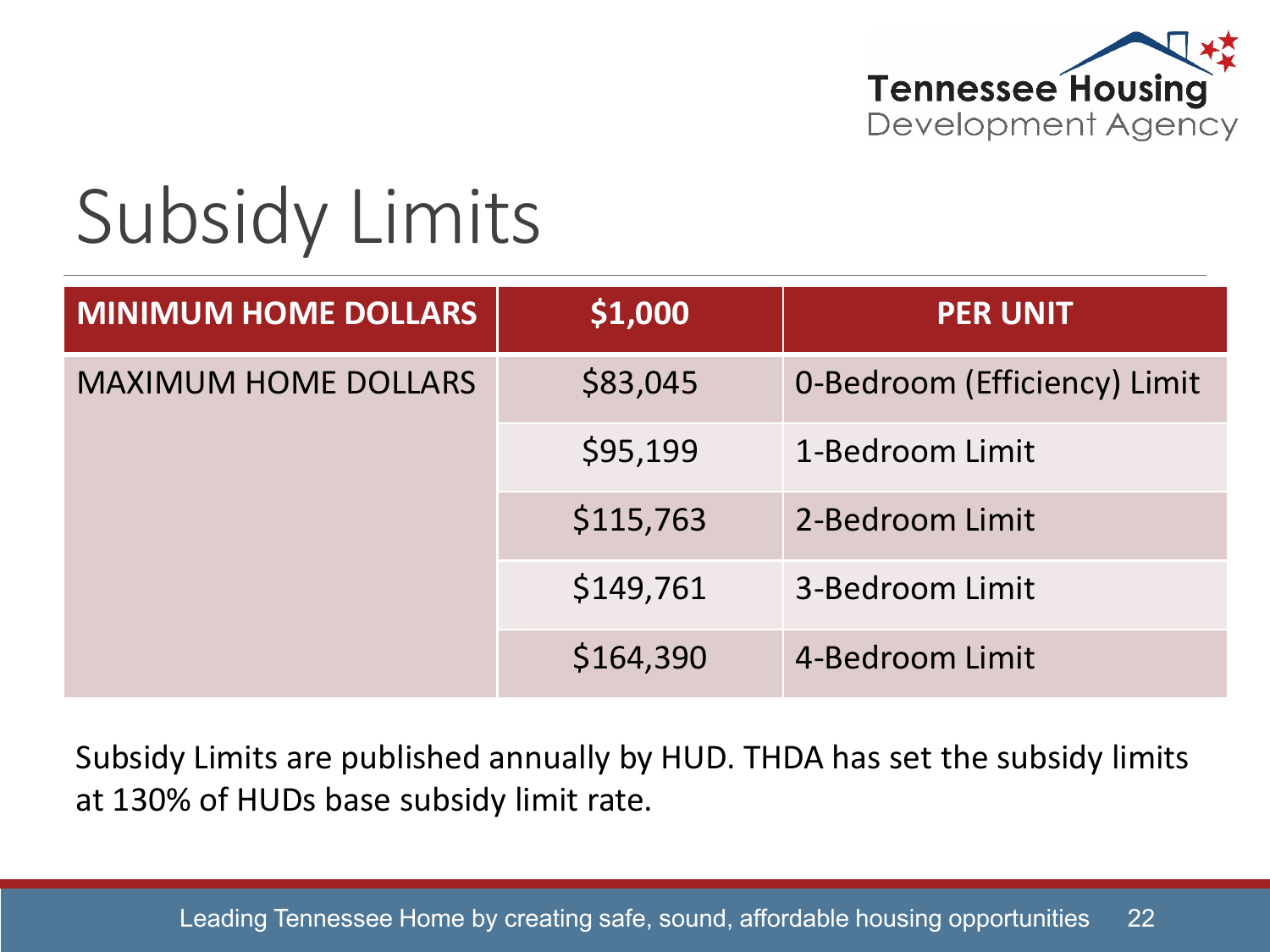# Subsidy Limits

| MINIMUM HOME DOLLARS | $1,000 | PER UNIT |
|---|---|---|
| MAXIMUM HOME DOLLARS | $83,045 | 0-Bedroom (Efficiency) Limit |
| | $95,199 | 1-Bedroom Limit |
| | $115,763 | 2-Bedroom Limit |
| | $149,761 | 3-Bedroom Limit |
| | $164,390 | 4-Bedroom Limit |

Subsidy Limits are published annually by HUD. THDA has set the subsidy limits at 130% of HUDs base subsidy limit rate.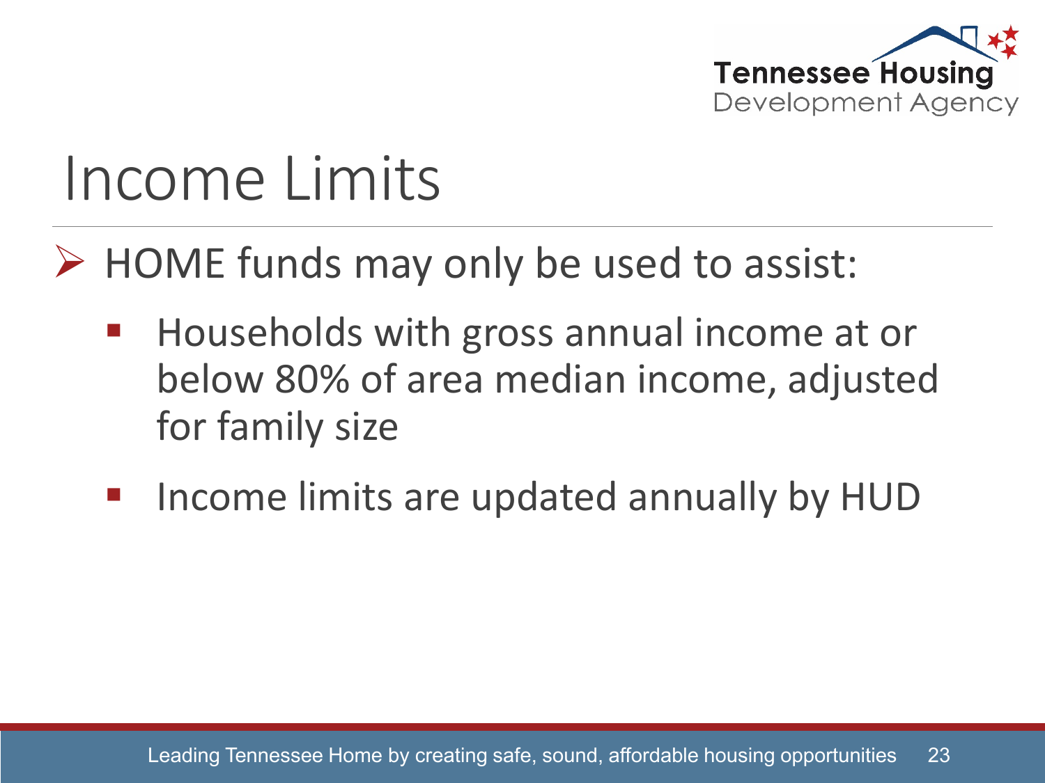# Income Limits

- HOME funds may only be used to assist:
  - Households with gross annual income at or below 80% of area median income, adjusted for family size
  - Income limits are updated annually by HUD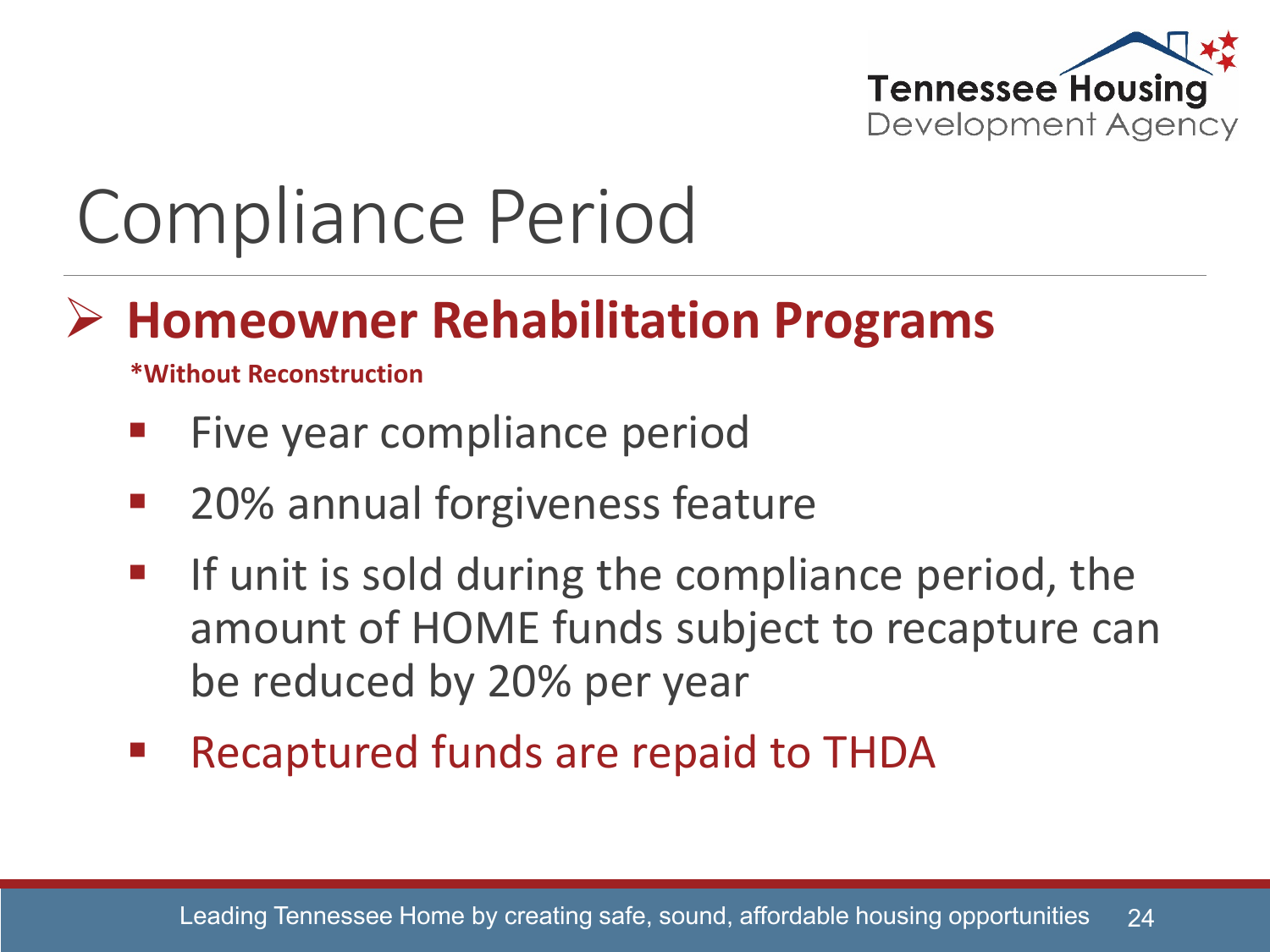# Compliance Period

## Homeowner Rehabilitation Programs

**\*Without Reconstruction**

- Five year compliance period
- 20% annual forgiveness feature
- If unit is sold during the compliance period, the amount of HOME funds subject to recapture can be reduced by 20% per year
- Recaptured funds are repaid to THDA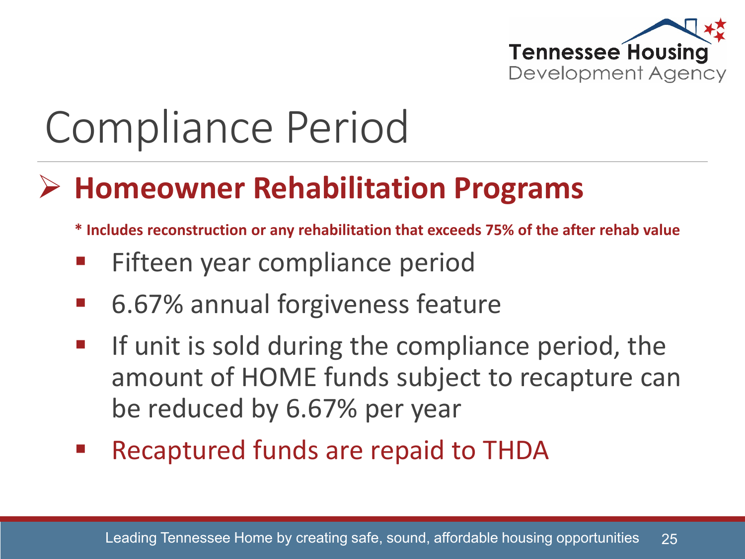# Compliance Period

## Homeowner Rehabilitation Programs

**\* Includes reconstruction or any rehabilitation that exceeds 75% of the after rehab value**

- Fifteen year compliance period
- 6.67% annual forgiveness feature
- If unit is sold during the compliance period, the amount of HOME funds subject to recapture can be reduced by 6.67% per year
- Recaptured funds are repaid to THDA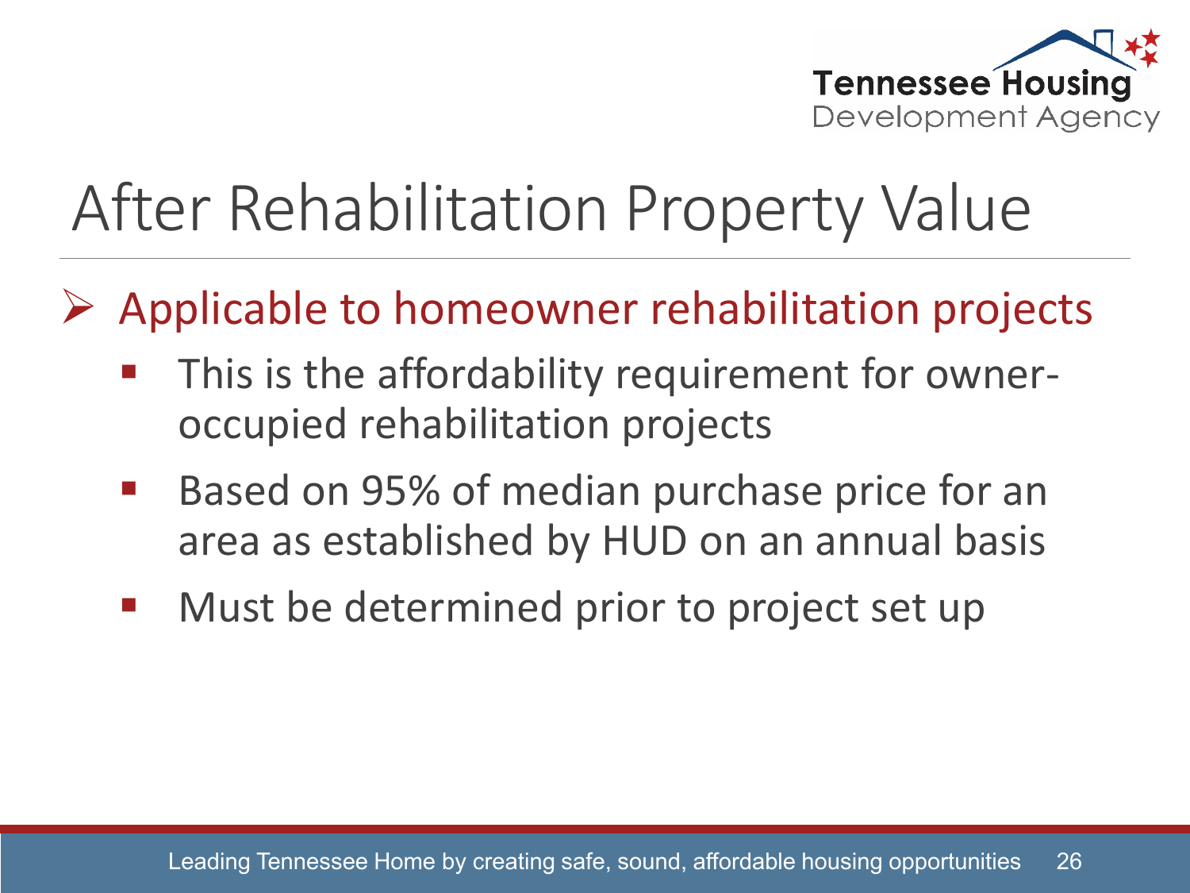# After Rehabilitation Property Value

- Applicable to homeowner rehabilitation projects
  - This is the affordability requirement for owner-occupied rehabilitation projects
  - Based on 95% of median purchase price for an area as established by HUD on an annual basis
  - Must be determined prior to project set up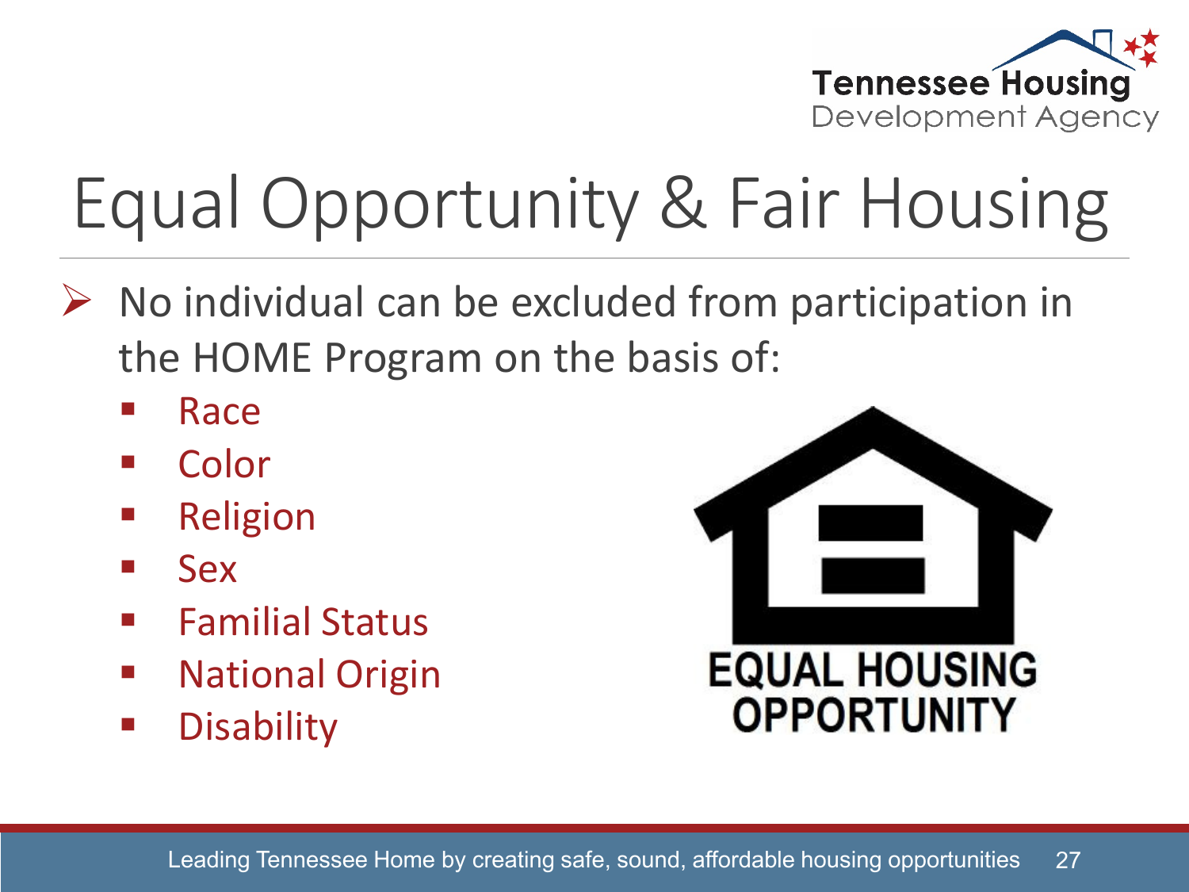# Equal Opportunity & Fair Housing

- No individual can be excluded from participation in the HOME Program on the basis of:
  - Race
  - Color
  - Religion
  - Sex
  - Familial Status
  - National Origin
  - Disability

EQUAL HOUSING OPPORTUNITY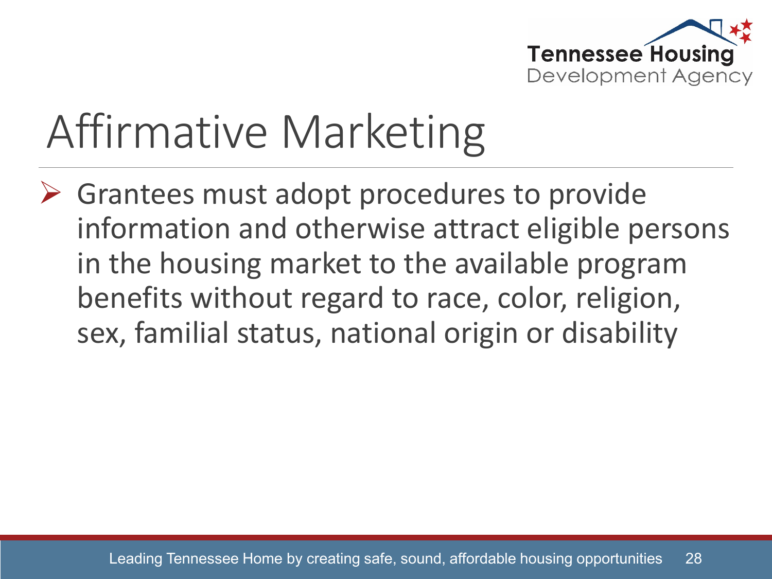# Affirmative Marketing

- Grantees must adopt procedures to provide information and otherwise attract eligible persons in the housing market to the available program benefits without regard to race, color, religion, sex, familial status, national origin or disability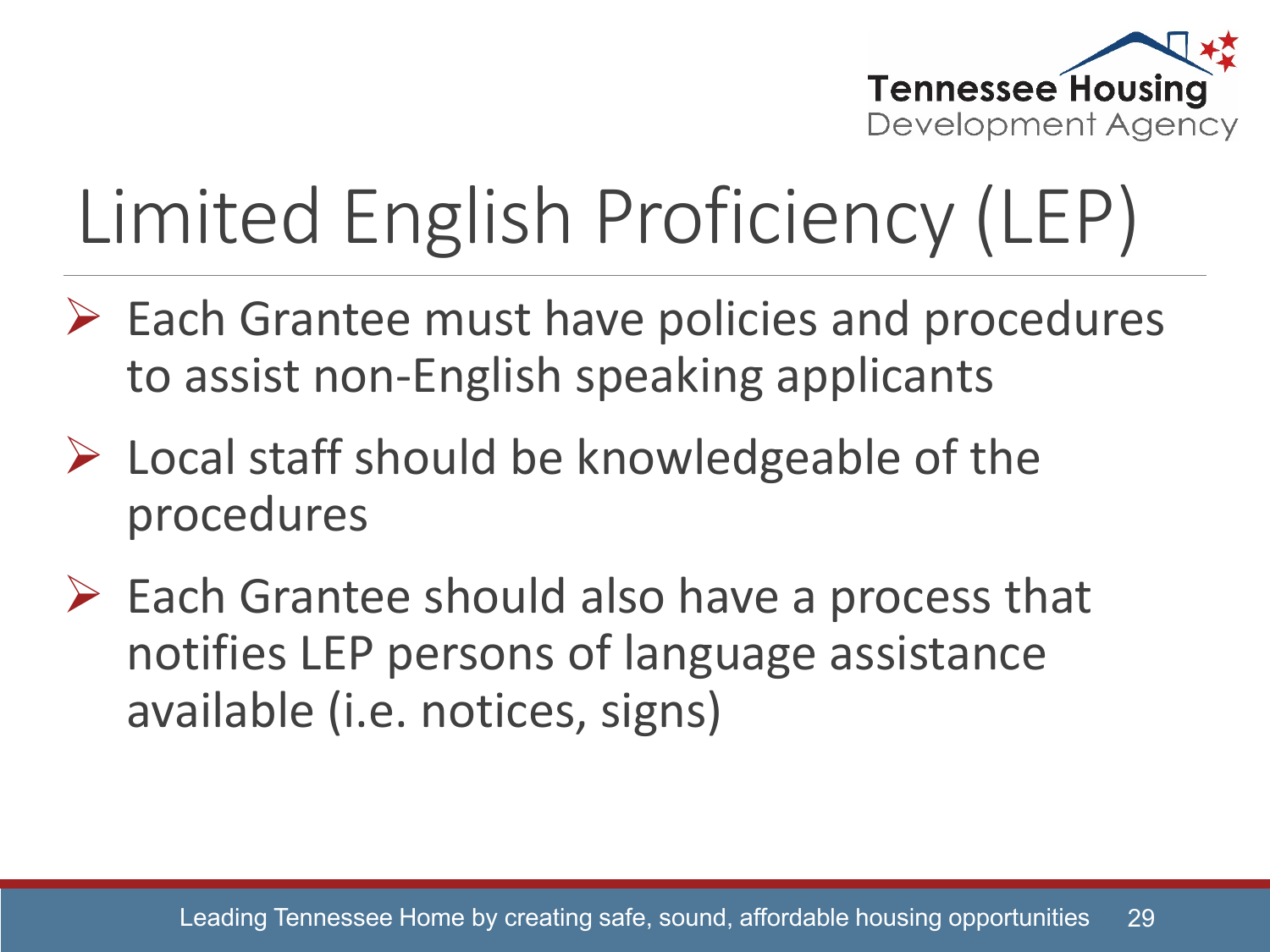# Limited English Proficiency (LEP)

- Each Grantee must have policies and procedures to assist non-English speaking applicants
- Local staff should be knowledgeable of the procedures
- Each Grantee should also have a process that notifies LEP persons of language assistance available (i.e. notices, signs)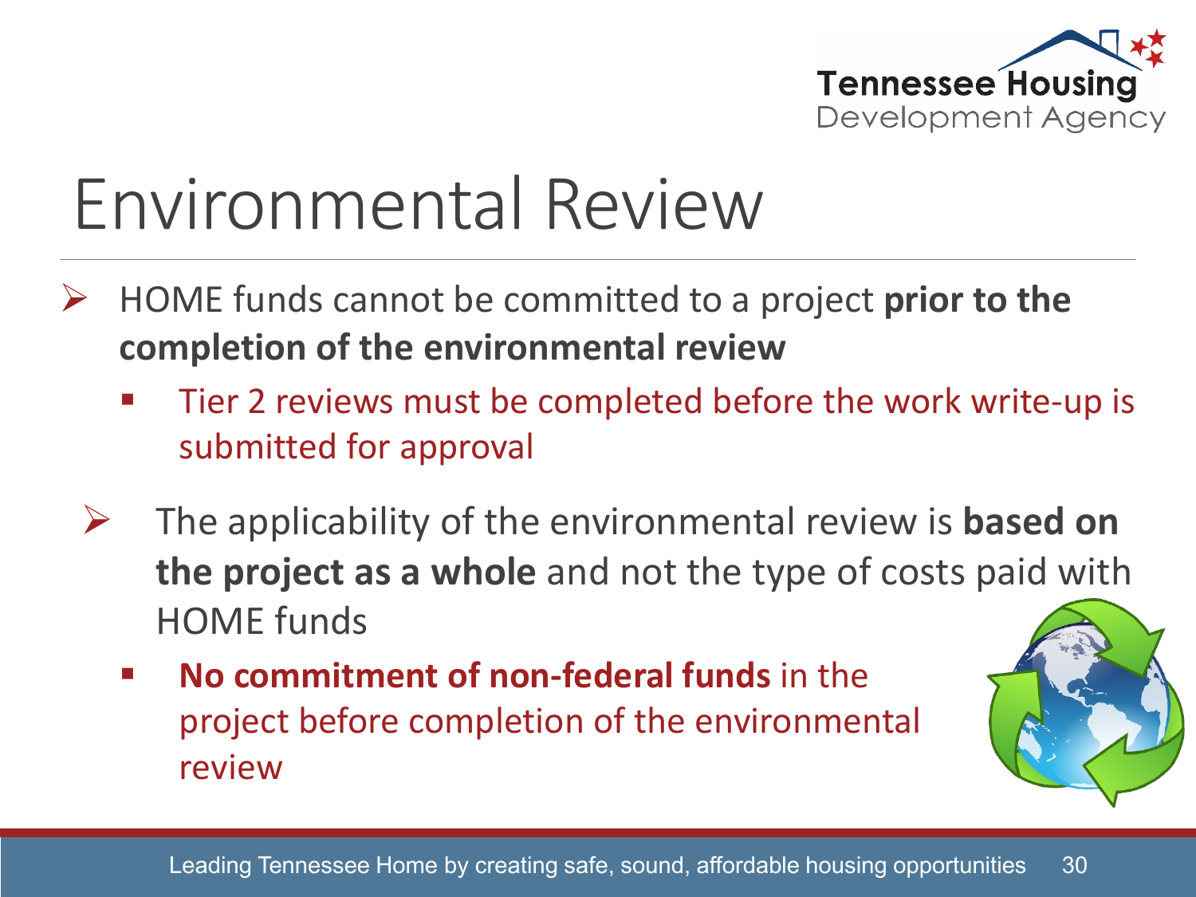# Environmental Review

- HOME funds cannot be committed to a project **prior to the completion of the environmental review**
  - Tier 2 reviews must be completed before the work write-up is submitted for approval
- The applicability of the environmental review is **based on the project as a whole** and not the type of costs paid with HOME funds
  - **No commitment of non-federal funds** in the project before completion of the environmental review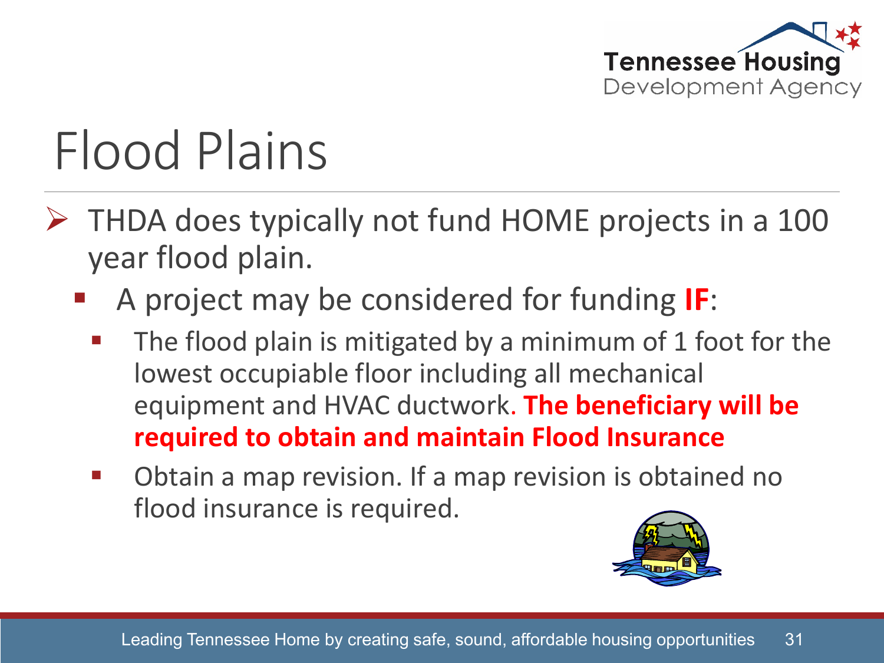# Flood Plains

- THDA does typically not fund HOME projects in a 100 year flood plain.
  - A project may be considered for funding **IF**:
    - The flood plain is mitigated by a minimum of 1 foot for the lowest occupiable floor including all mechanical equipment and HVAC ductwork. **The beneficiary will be required to obtain and maintain Flood Insurance**
    - Obtain a map revision. If a map revision is obtained no flood insurance is required.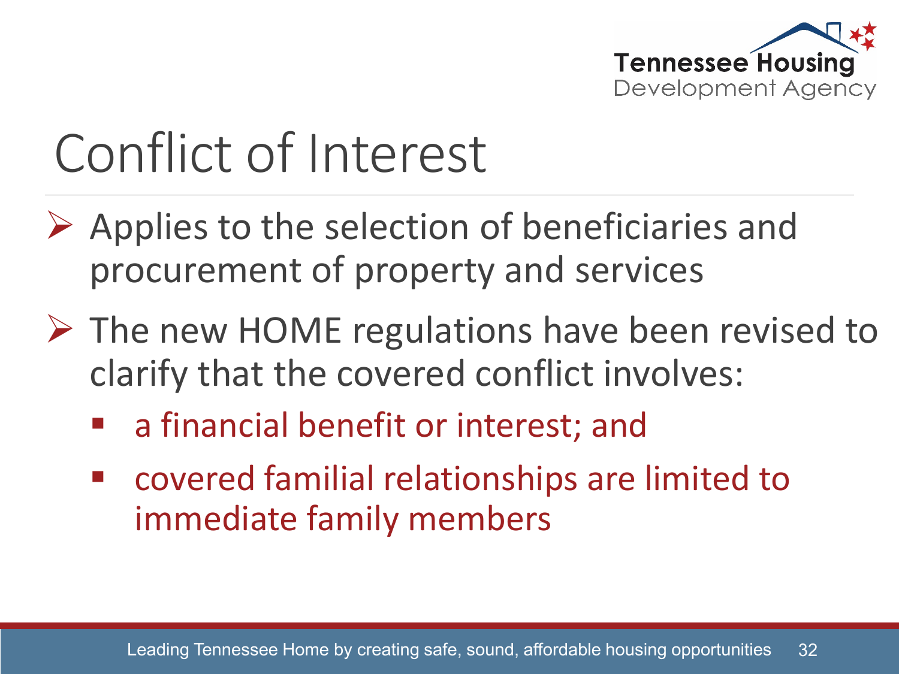# Conflict of Interest

- Applies to the selection of beneficiaries and procurement of property and services
- The new HOME regulations have been revised to clarify that the covered conflict involves:
  - a financial benefit or interest; and
  - covered familial relationships are limited to immediate family members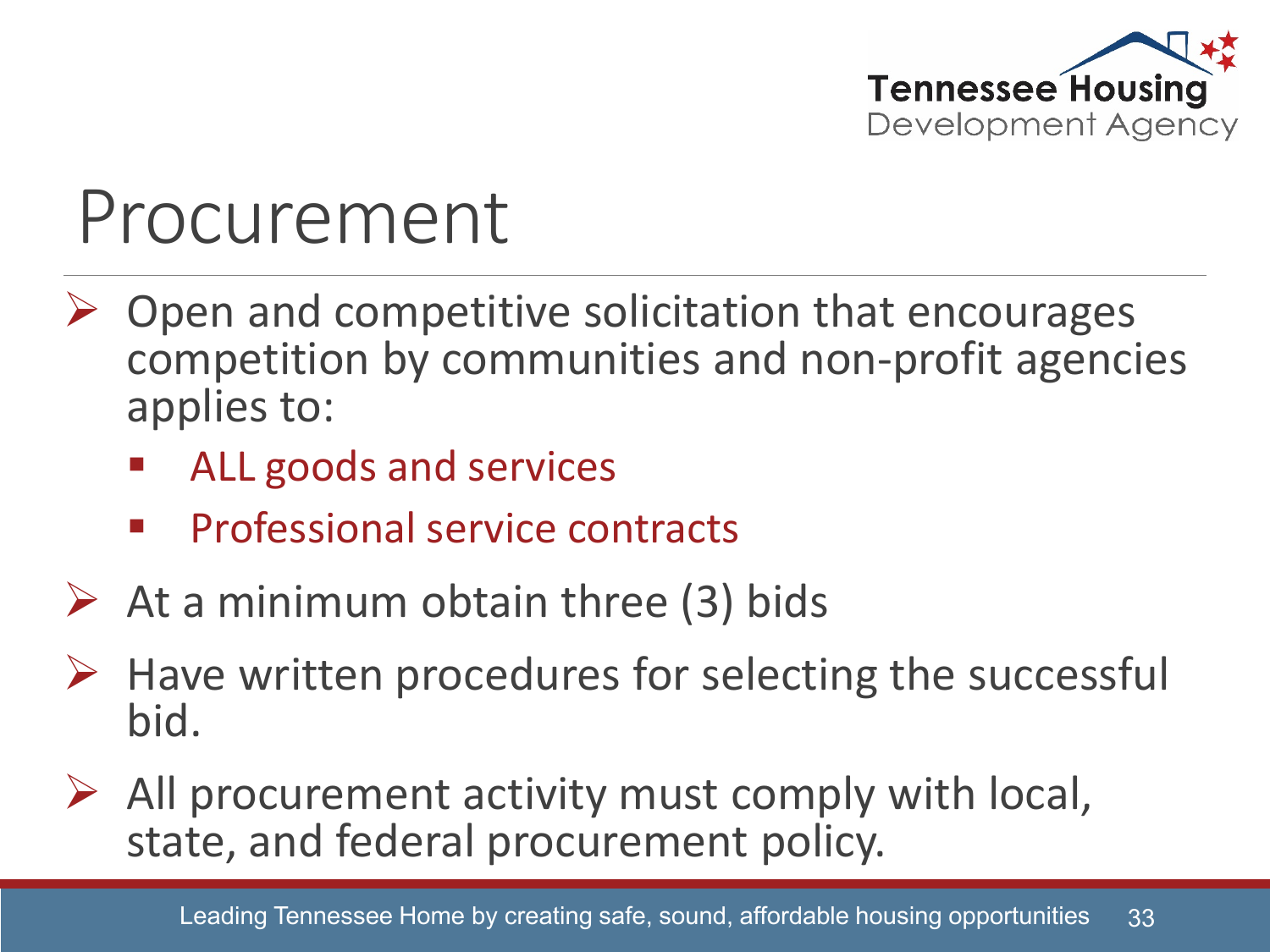# Procurement

- Open and competitive solicitation that encourages competition by communities and non-profit agencies applies to:
  - ALL goods and services
  - Professional service contracts
- At a minimum obtain three (3) bids
- Have written procedures for selecting the successful bid.
- All procurement activity must comply with local, state, and federal procurement policy.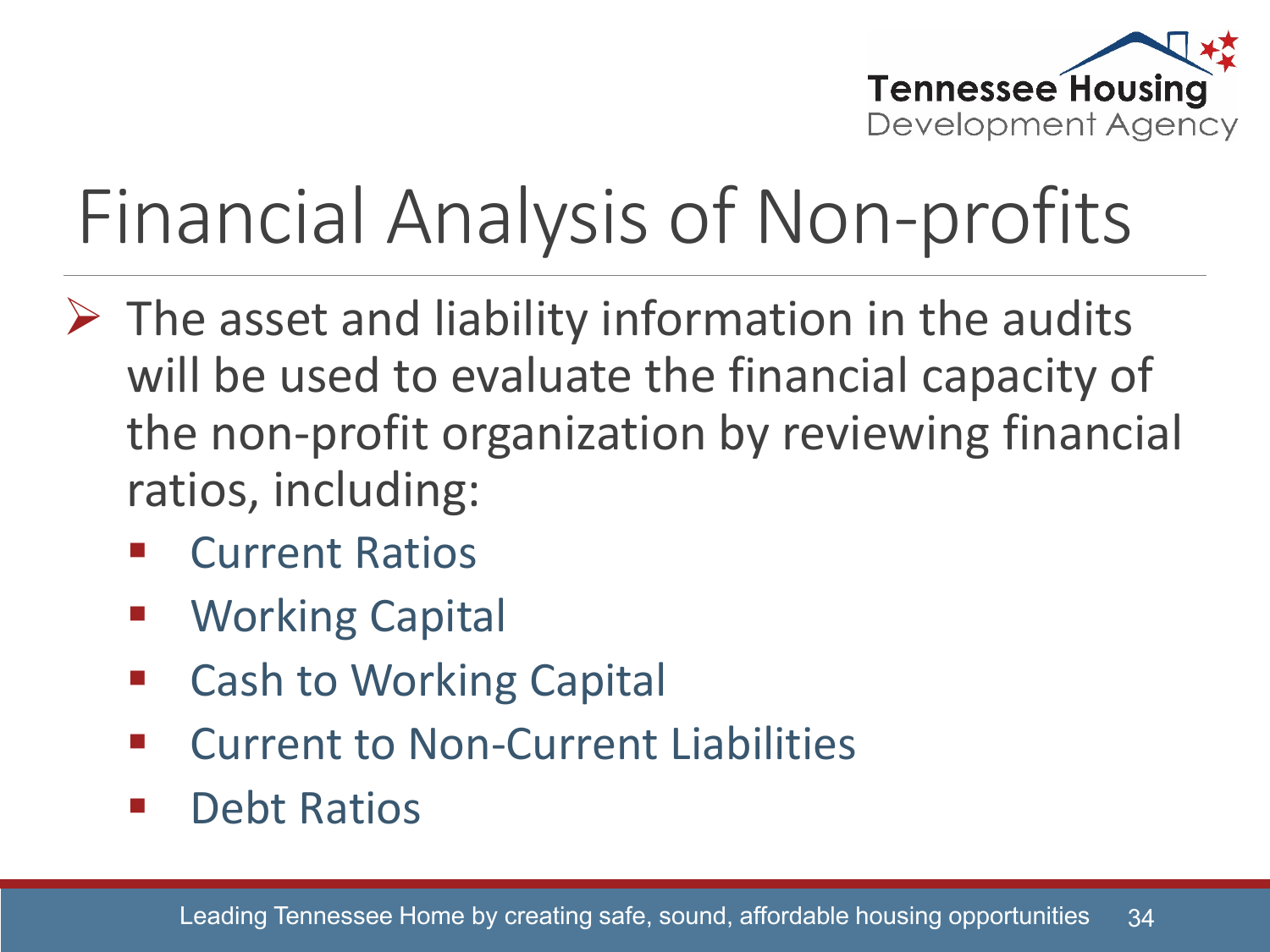# Financial Analysis of Non-profits

- The asset and liability information in the audits will be used to evaluate the financial capacity of the non-profit organization by reviewing financial ratios, including:
  - Current Ratios
  - Working Capital
  - Cash to Working Capital
  - Current to Non-Current Liabilities
  - Debt Ratios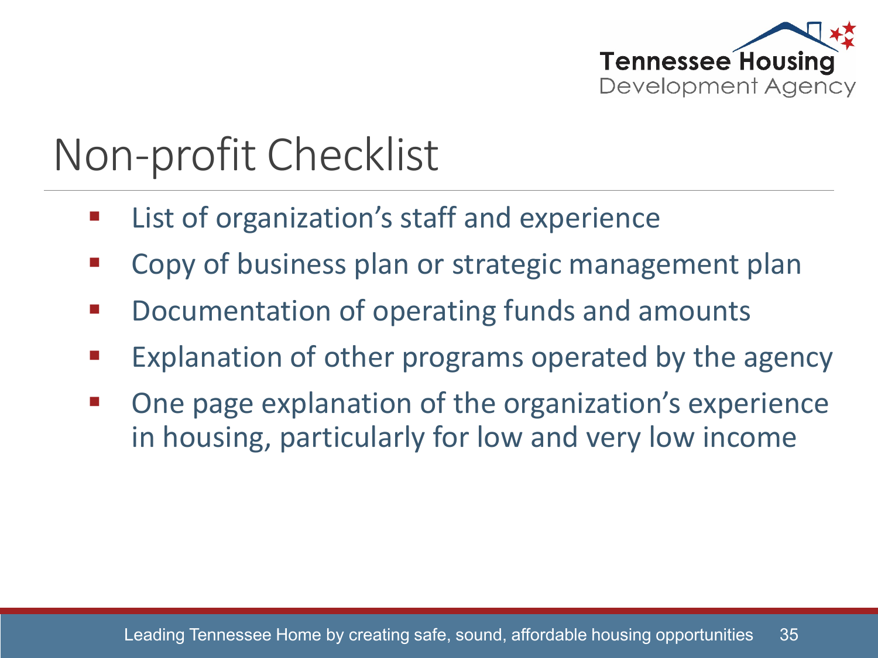# Non-profit Checklist

- List of organization's staff and experience
- Copy of business plan or strategic management plan
- Documentation of operating funds and amounts
- Explanation of other programs operated by the agency
- One page explanation of the organization's experience in housing, particularly for low and very low income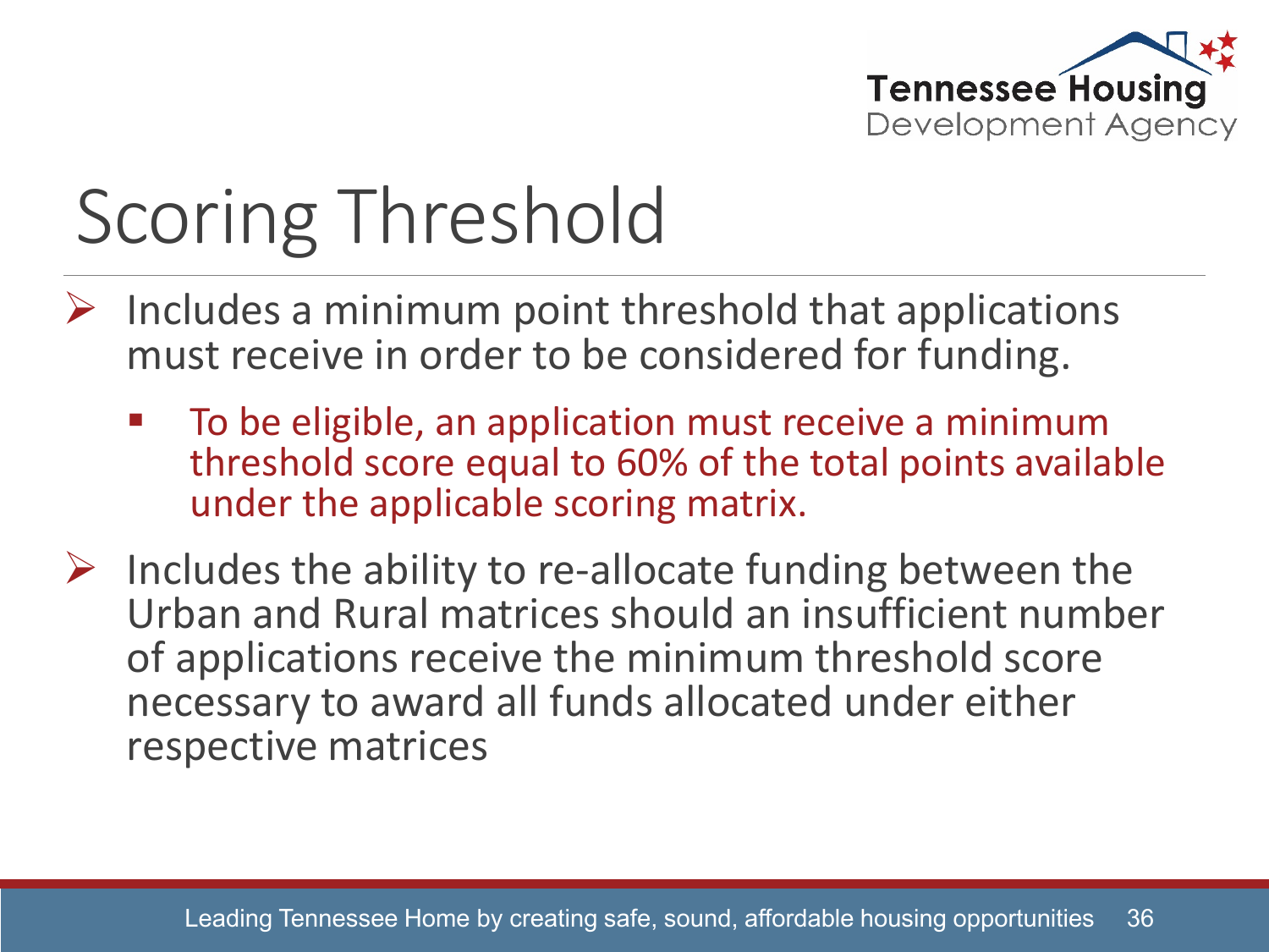# Scoring Threshold

- Includes a minimum point threshold that applications must receive in order to be considered for funding.
  - To be eligible, an application must receive a minimum threshold score equal to 60% of the total points available under the applicable scoring matrix.
- Includes the ability to re-allocate funding between the Urban and Rural matrices should an insufficient number of applications receive the minimum threshold score necessary to award all funds allocated under either respective matrices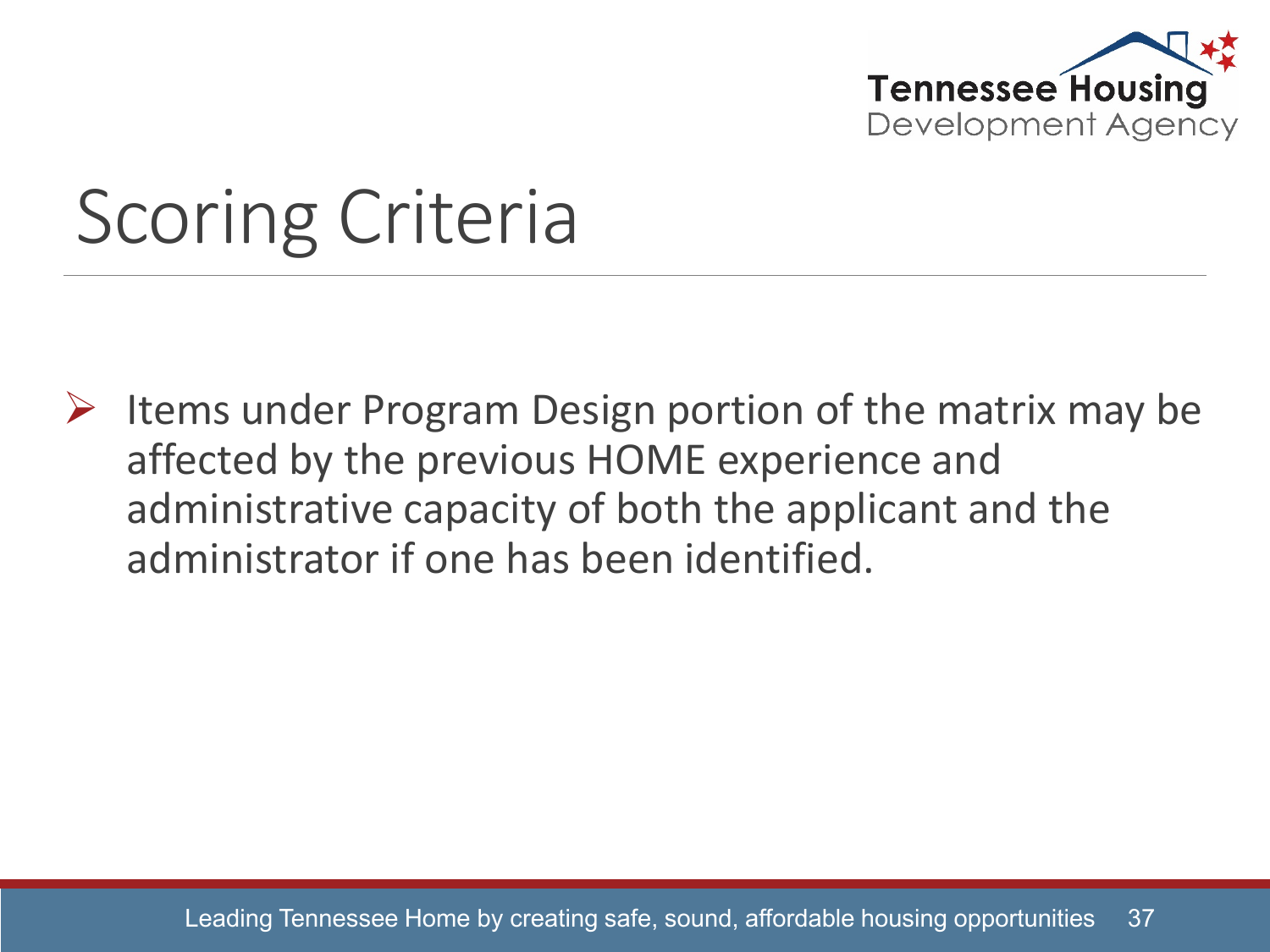# Scoring Criteria

- Items under Program Design portion of the matrix may be affected by the previous HOME experience and administrative capacity of both the applicant and the administrator if one has been identified.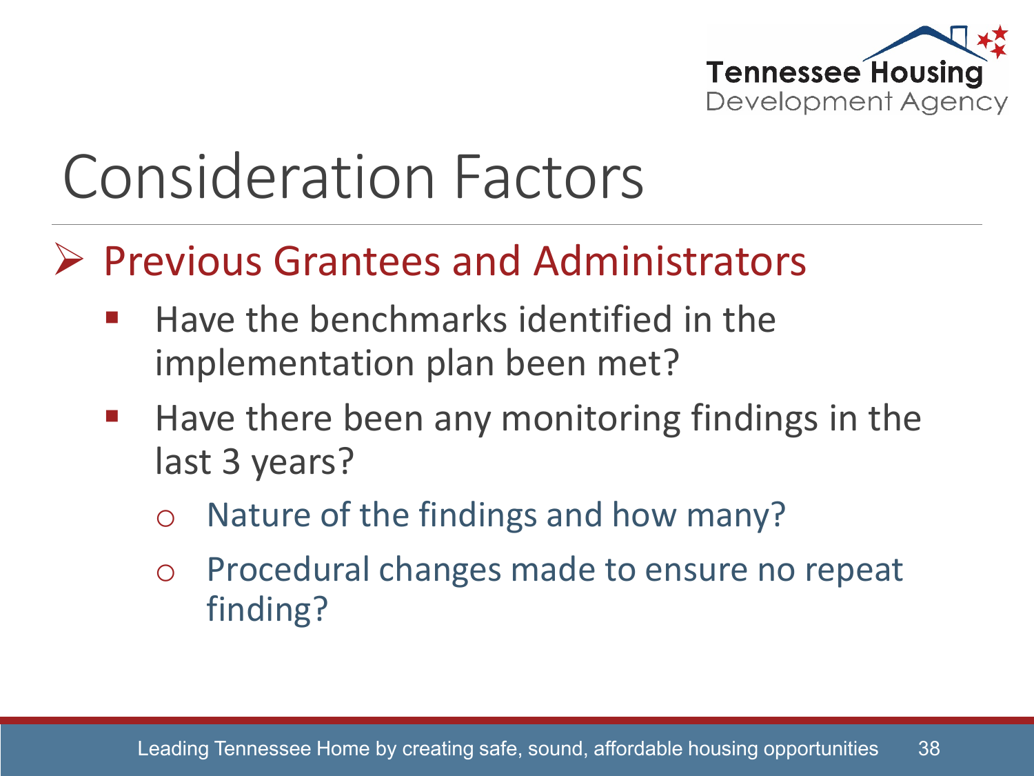# Consideration Factors

- **Previous Grantees and Administrators**
  - Have the benchmarks identified in the implementation plan been met?
  - Have there been any monitoring findings in the last 3 years?
    - Nature of the findings and how many?
    - Procedural changes made to ensure no repeat finding?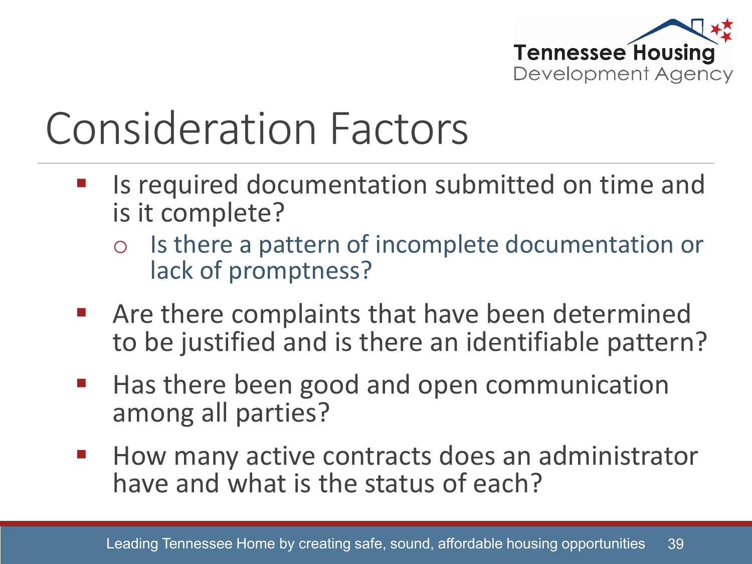# Consideration Factors

- Is required documentation submitted on time and is it complete?
  - Is there a pattern of incomplete documentation or lack of promptness?
- Are there complaints that have been determined to be justified and is there an identifiable pattern?
- Has there been good and open communication among all parties?
- How many active contracts does an administrator have and what is the status of each?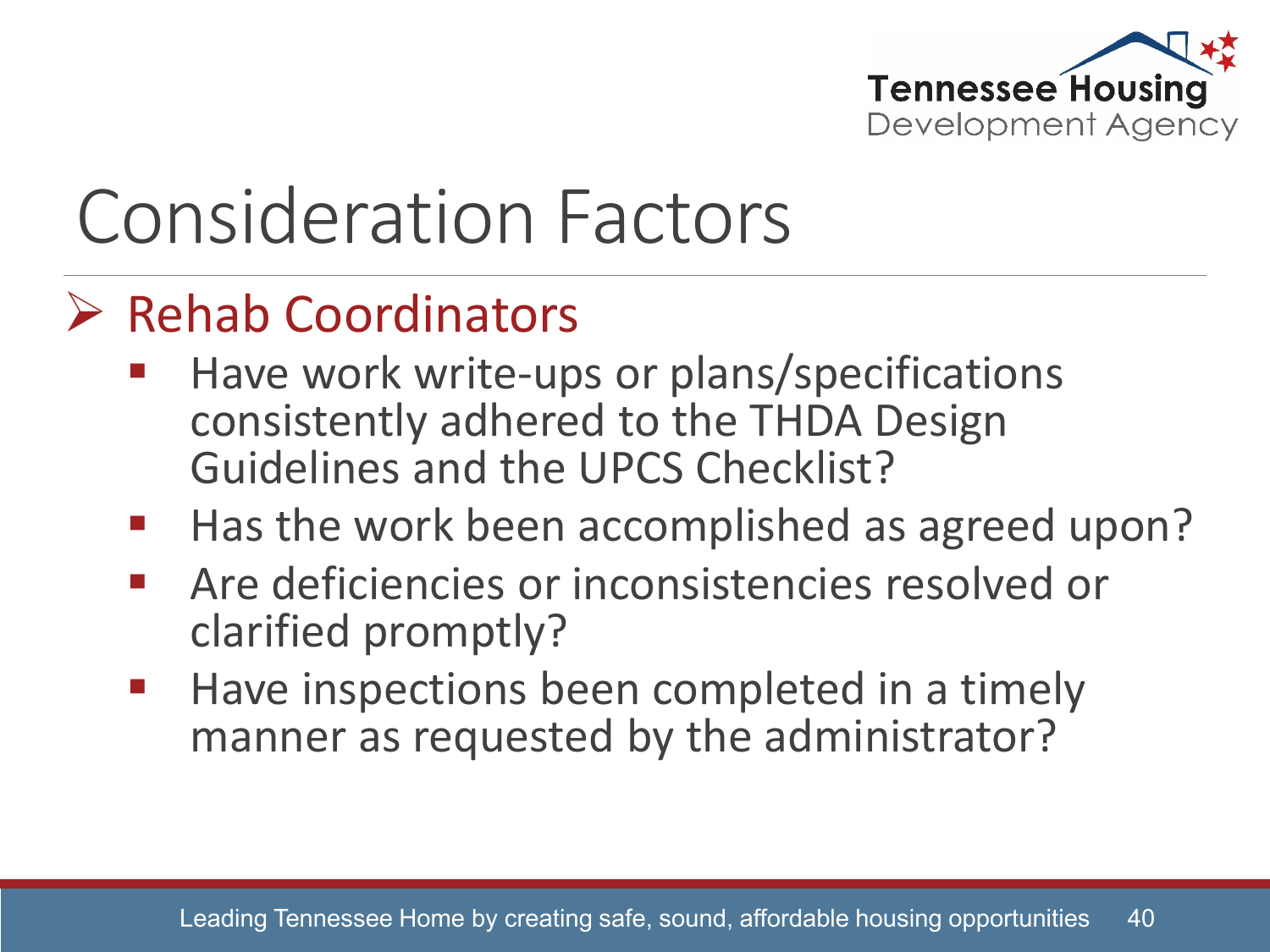# Consideration Factors

## Rehab Coordinators

- Have work write-ups or plans/specifications consistently adhered to the THDA Design Guidelines and the UPCS Checklist?
- Has the work been accomplished as agreed upon?
- Are deficiencies or inconsistencies resolved or clarified promptly?
- Have inspections been completed in a timely manner as requested by the administrator?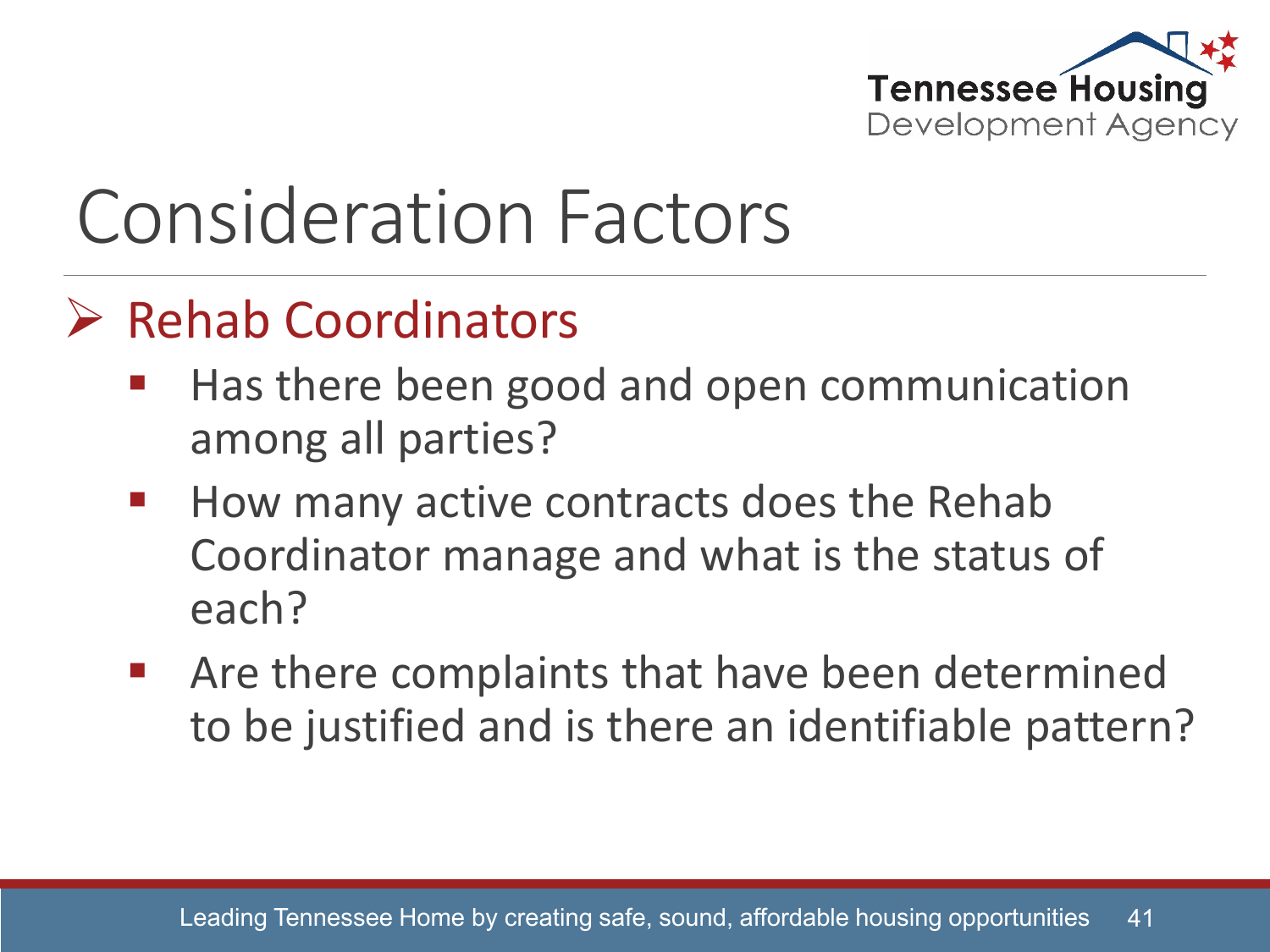# Consideration Factors

- Rehab Coordinators
  - Has there been good and open communication among all parties?
  - How many active contracts does the Rehab Coordinator manage and what is the status of each?
  - Are there complaints that have been determined to be justified and is there an identifiable pattern?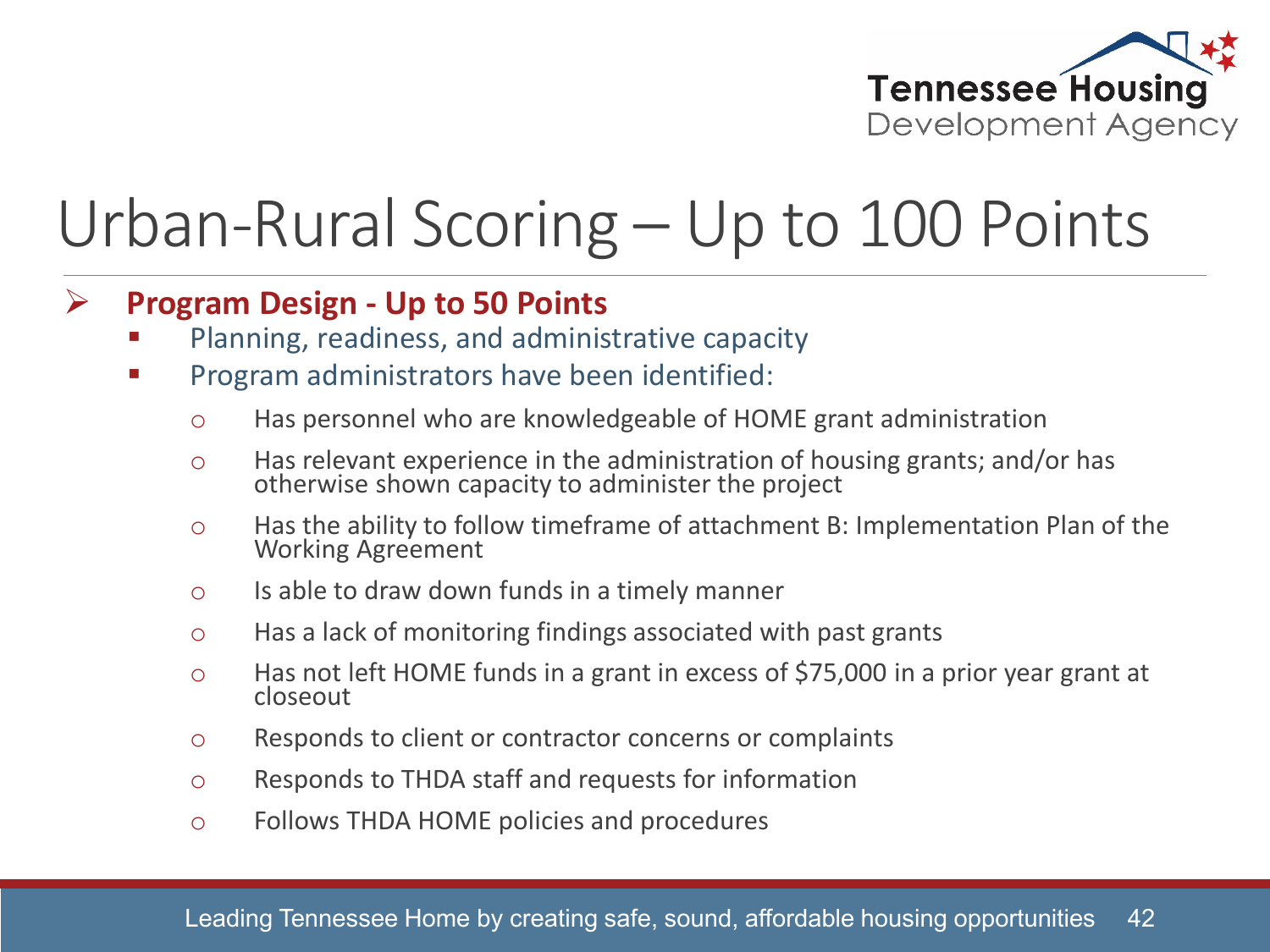# Urban-Rural Scoring – Up to 100 Points

- **Program Design - Up to 50 Points**
  - Planning, readiness, and administrative capacity
  - Program administrators have been identified:
    - Has personnel who are knowledgeable of HOME grant administration
    - Has relevant experience in the administration of housing grants; and/or has otherwise shown capacity to administer the project
    - Has the ability to follow timeframe of attachment B: Implementation Plan of the Working Agreement
    - Is able to draw down funds in a timely manner
    - Has a lack of monitoring findings associated with past grants
    - Has not left HOME funds in a grant in excess of $75,000 in a prior year grant at closeout
    - Responds to client or contractor concerns or complaints
    - Responds to THDA staff and requests for information
    - Follows THDA HOME policies and procedures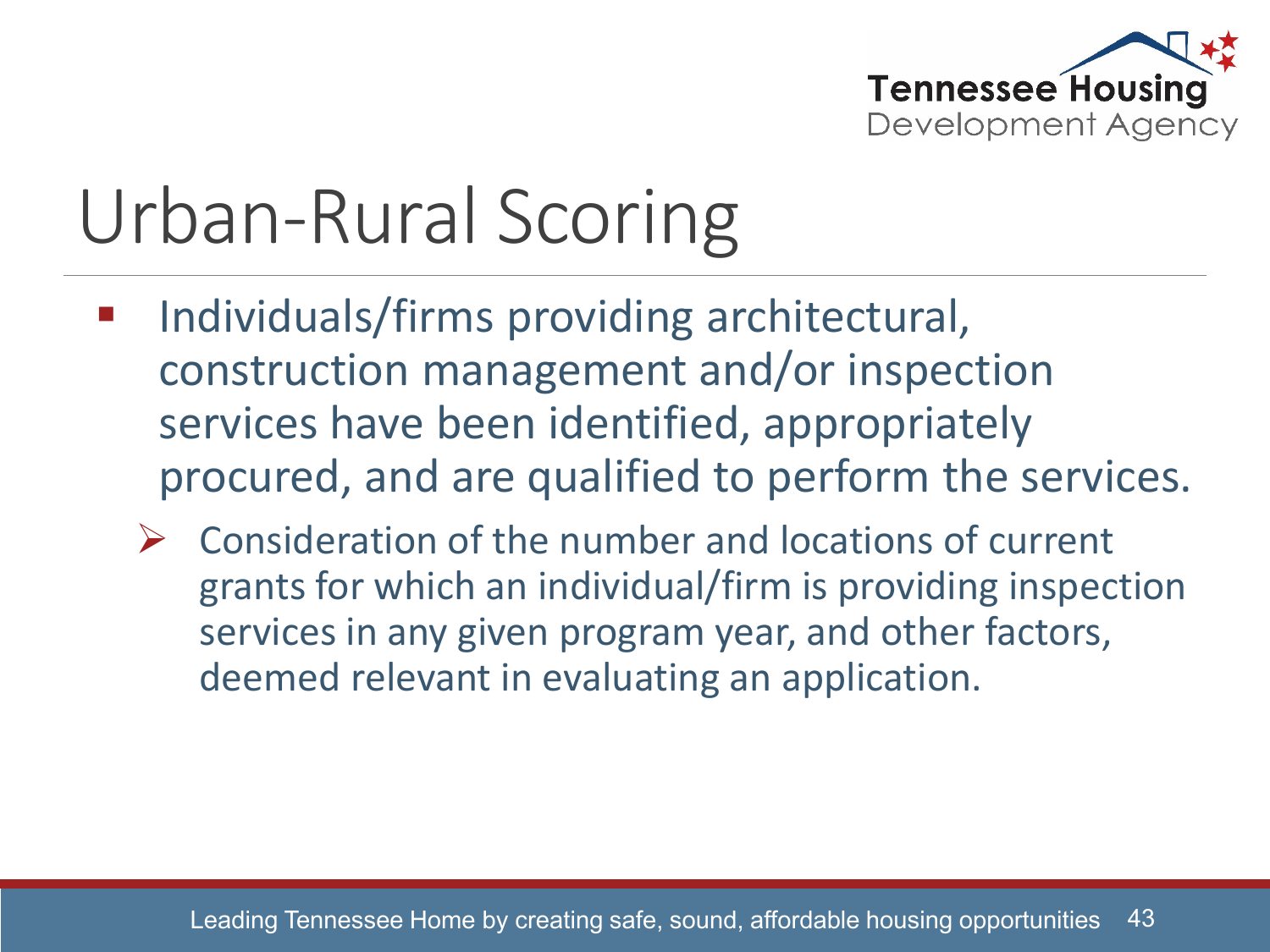# Urban-Rural Scoring

- Individuals/firms providing architectural, construction management and/or inspection services have been identified, appropriately procured, and are qualified to perform the services.
  - Consideration of the number and locations of current grants for which an individual/firm is providing inspection services in any given program year, and other factors, deemed relevant in evaluating an application.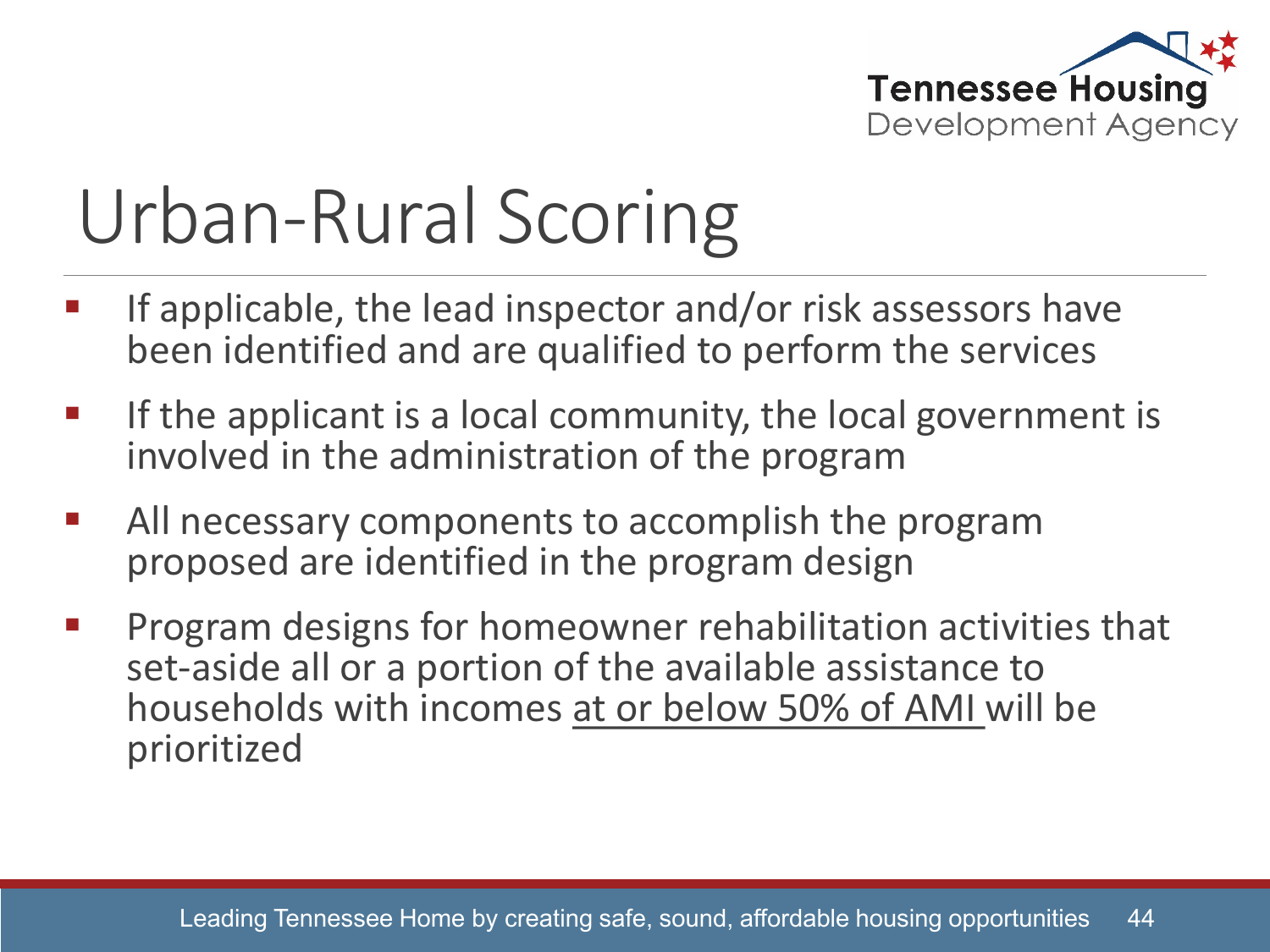# Urban-Rural Scoring

- If applicable, the lead inspector and/or risk assessors have been identified and are qualified to perform the services
- If the applicant is a local community, the local government is involved in the administration of the program
- All necessary components to accomplish the program proposed are identified in the program design
- Program designs for homeowner rehabilitation activities that set-aside all or a portion of the available assistance to households with incomes <u>at or below 50% of AMI</u> will be prioritized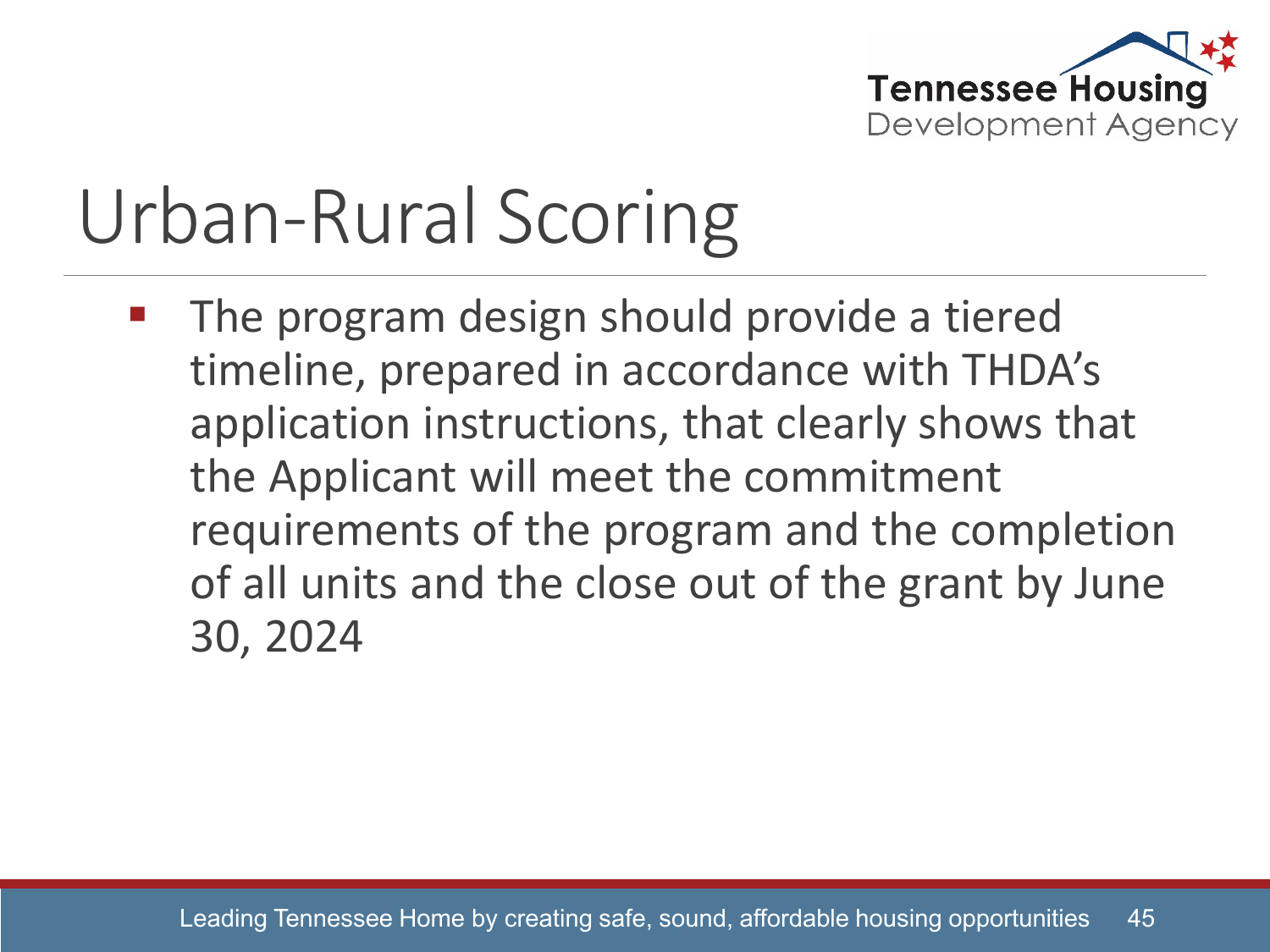# Urban-Rural Scoring

- The program design should provide a tiered timeline, prepared in accordance with THDA's application instructions, that clearly shows that the Applicant will meet the commitment requirements of the program and the completion of all units and the close out of the grant by June 30, 2024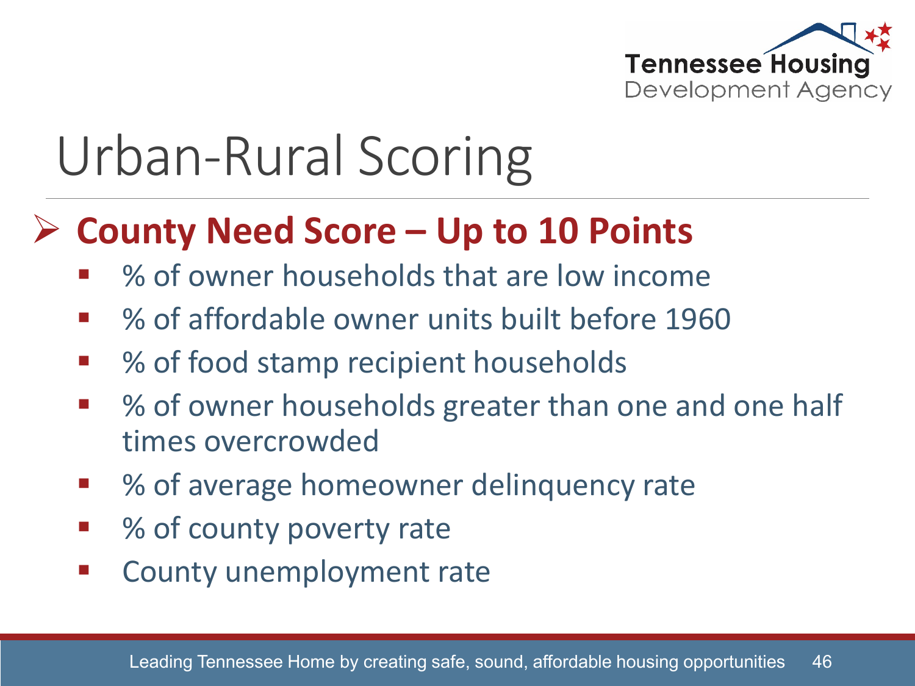# Urban-Rural Scoring

## County Need Score – Up to 10 Points

- % of owner households that are low income
- % of affordable owner units built before 1960
- % of food stamp recipient households
- % of owner households greater than one and one half times overcrowded
- % of average homeowner delinquency rate
- % of county poverty rate
- County unemployment rate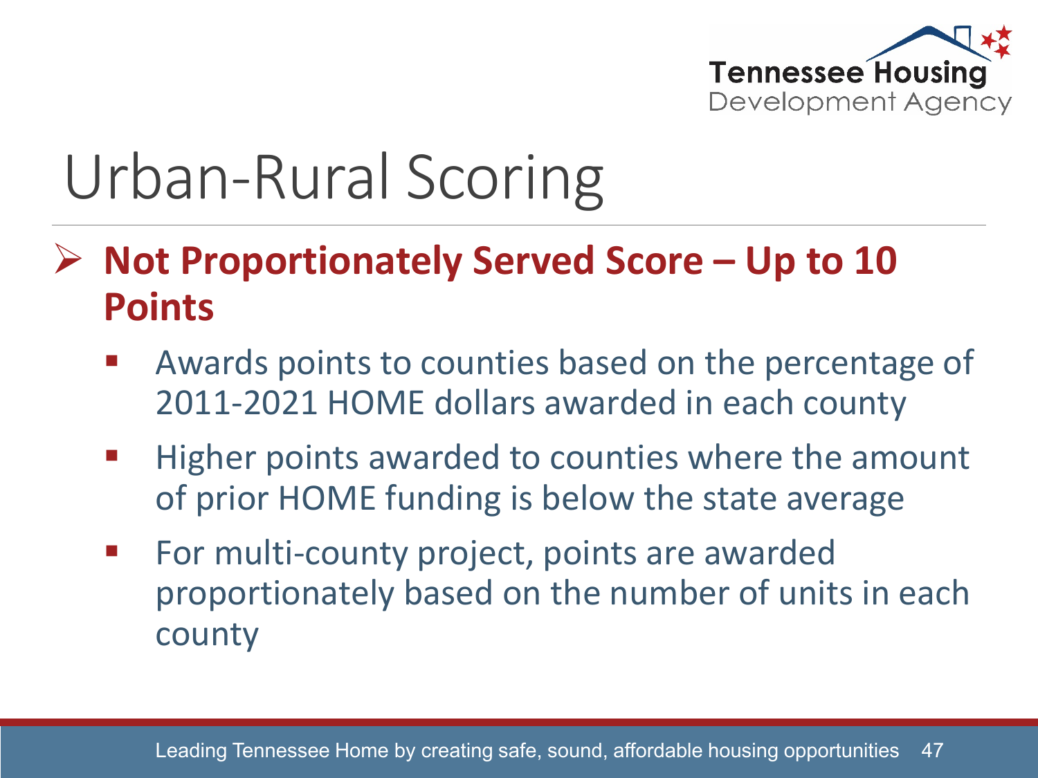# Urban-Rural Scoring

- **Not Proportionately Served Score – Up to 10 Points**
  - Awards points to counties based on the percentage of 2011-2021 HOME dollars awarded in each county
  - Higher points awarded to counties where the amount of prior HOME funding is below the state average
  - For multi-county project, points are awarded proportionately based on the number of units in each county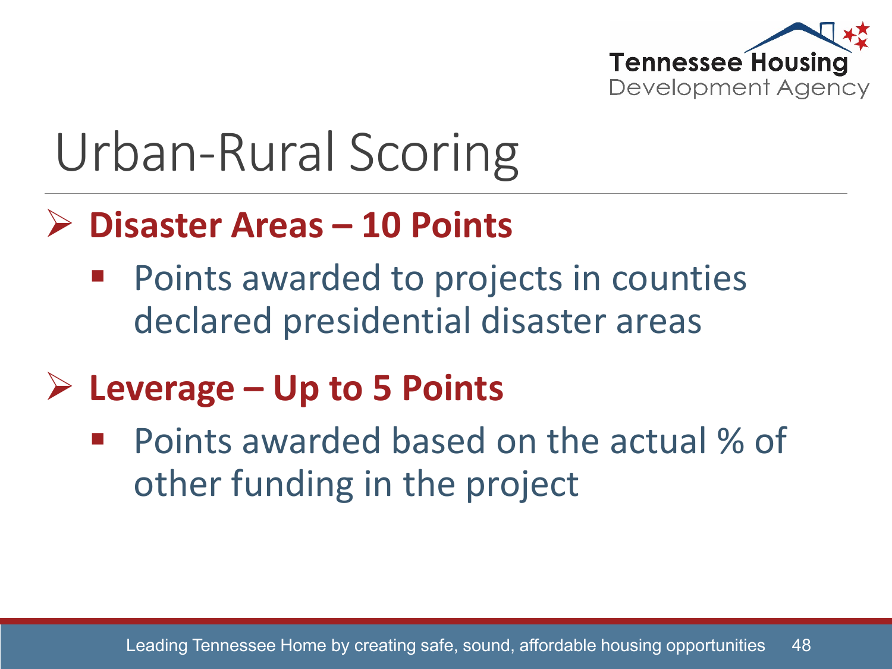# Urban-Rural Scoring

- **Disaster Areas – 10 Points**
  - Points awarded to projects in counties declared presidential disaster areas
- **Leverage – Up to 5 Points**
  - Points awarded based on the actual % of other funding in the project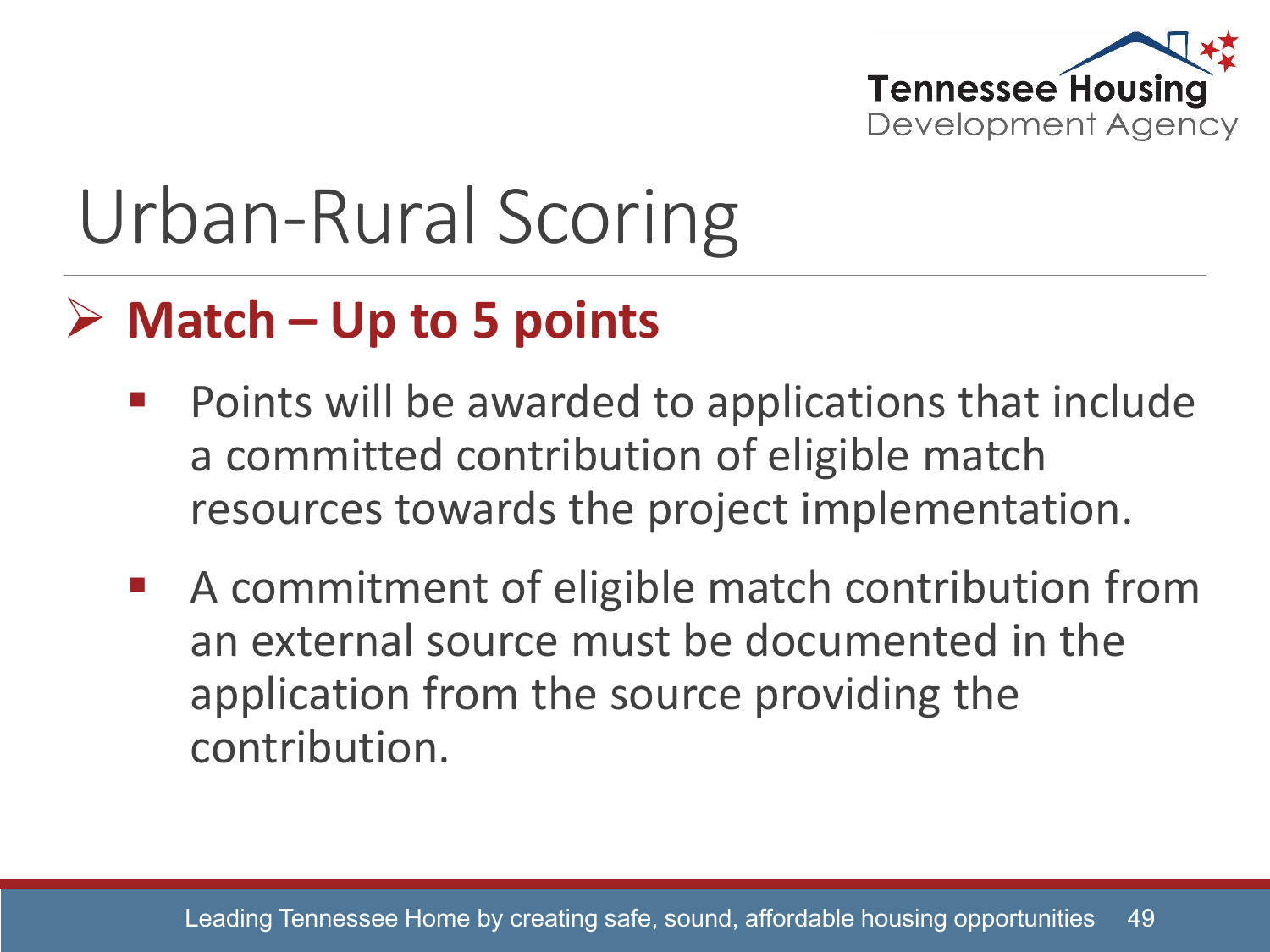# Urban-Rural Scoring

## Match – Up to 5 points

- Points will be awarded to applications that include a committed contribution of eligible match resources towards the project implementation.
- A commitment of eligible match contribution from an external source must be documented in the application from the source providing the contribution.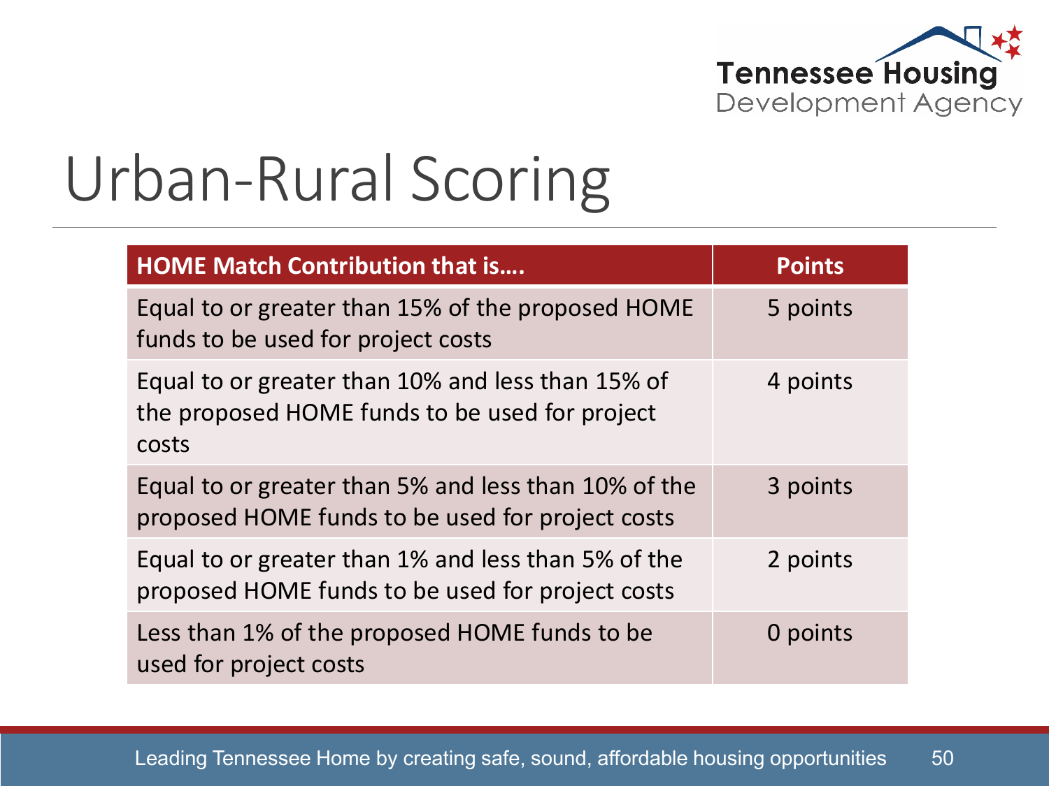# Urban-Rural Scoring

| HOME Match Contribution that is…. | Points |
|---|---|
| Equal to or greater than 15% of the proposed HOME funds to be used for project costs | 5 points |
| Equal to or greater than 10% and less than 15% of the proposed HOME funds to be used for project costs | 4 points |
| Equal to or greater than 5% and less than 10% of the proposed HOME funds to be used for project costs | 3 points |
| Equal to or greater than 1% and less than 5% of the proposed HOME funds to be used for project costs | 2 points |
| Less than 1% of the proposed HOME funds to be used for project costs | 0 points |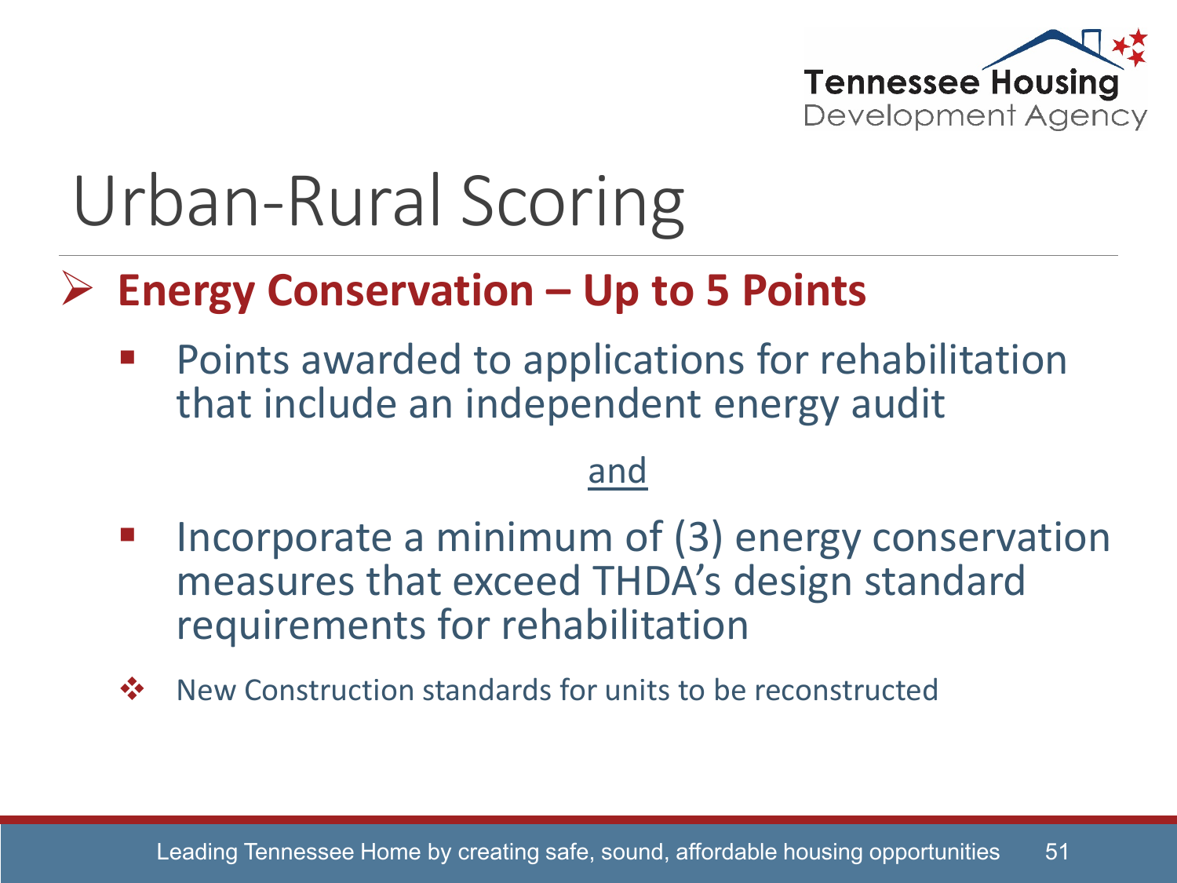# Urban-Rural Scoring

## Energy Conservation – Up to 5 Points

- Points awarded to applications for rehabilitation that include an independent energy audit

and

- Incorporate a minimum of (3) energy conservation measures that exceed THDA's design standard requirements for rehabilitation

❖ New Construction standards for units to be reconstructed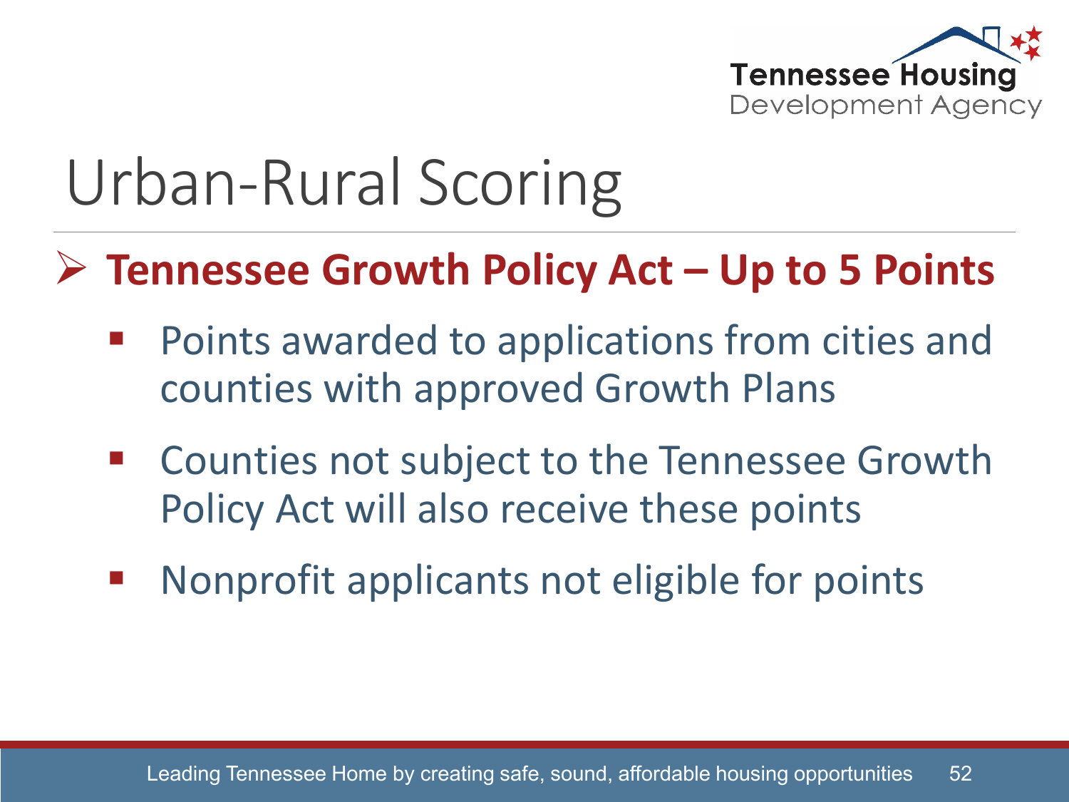# Urban-Rural Scoring

- **Tennessee Growth Policy Act – Up to 5 Points**
  - Points awarded to applications from cities and counties with approved Growth Plans
  - Counties not subject to the Tennessee Growth Policy Act will also receive these points
  - Nonprofit applicants not eligible for points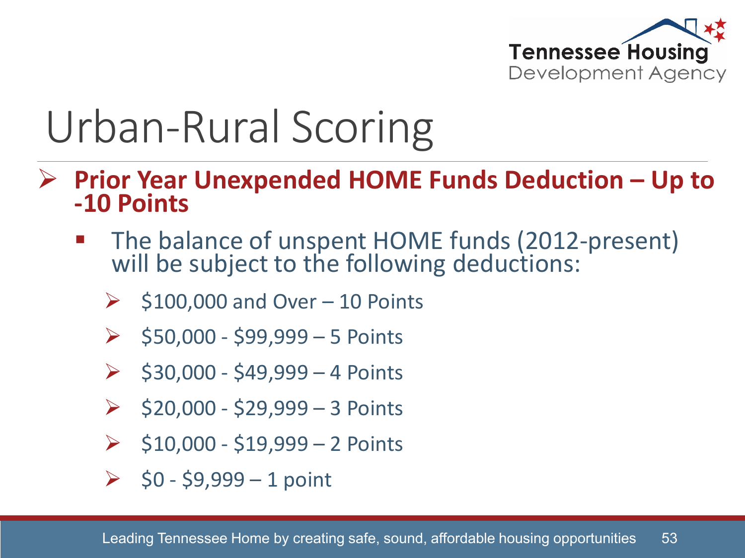# Urban-Rural Scoring

- **Prior Year Unexpended HOME Funds Deduction – Up to -10 Points**
  - The balance of unspent HOME funds (2012-present) will be subject to the following deductions:
    - $100,000 and Over – 10 Points
    - $50,000 - $99,999 – 5 Points
    - $30,000 - $49,999 – 4 Points
    - $20,000 - $29,999 – 3 Points
    - $10,000 - $19,999 – 2 Points
    - $0 - $9,999 – 1 point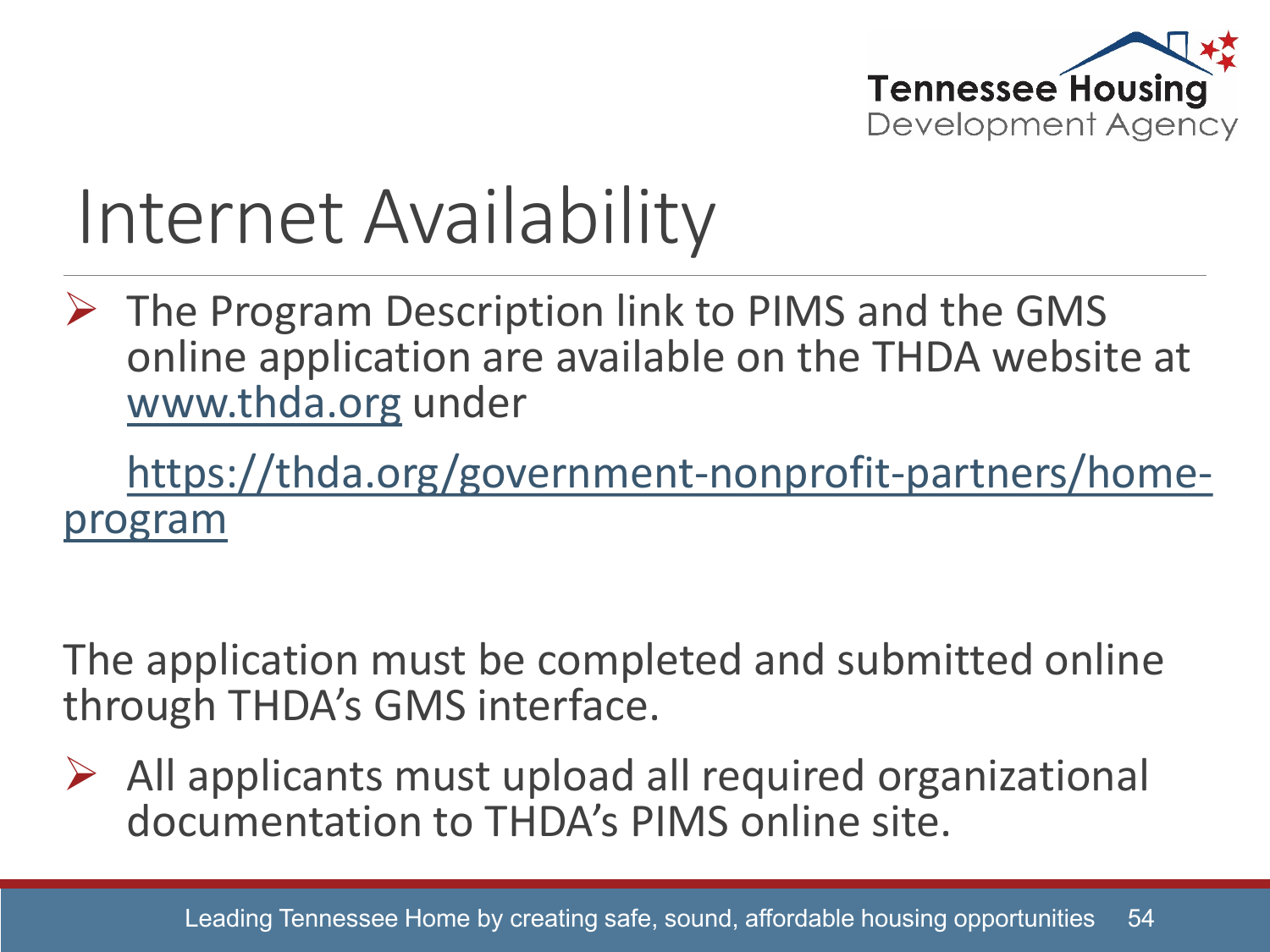# Internet Availability

- The Program Description link to PIMS and the GMS online application are available on the THDA website at www.thda.org under

  https://thda.org/government-nonprofit-partners/home-program

The application must be completed and submitted online through THDA's GMS interface.

- All applicants must upload all required organizational documentation to THDA's PIMS online site.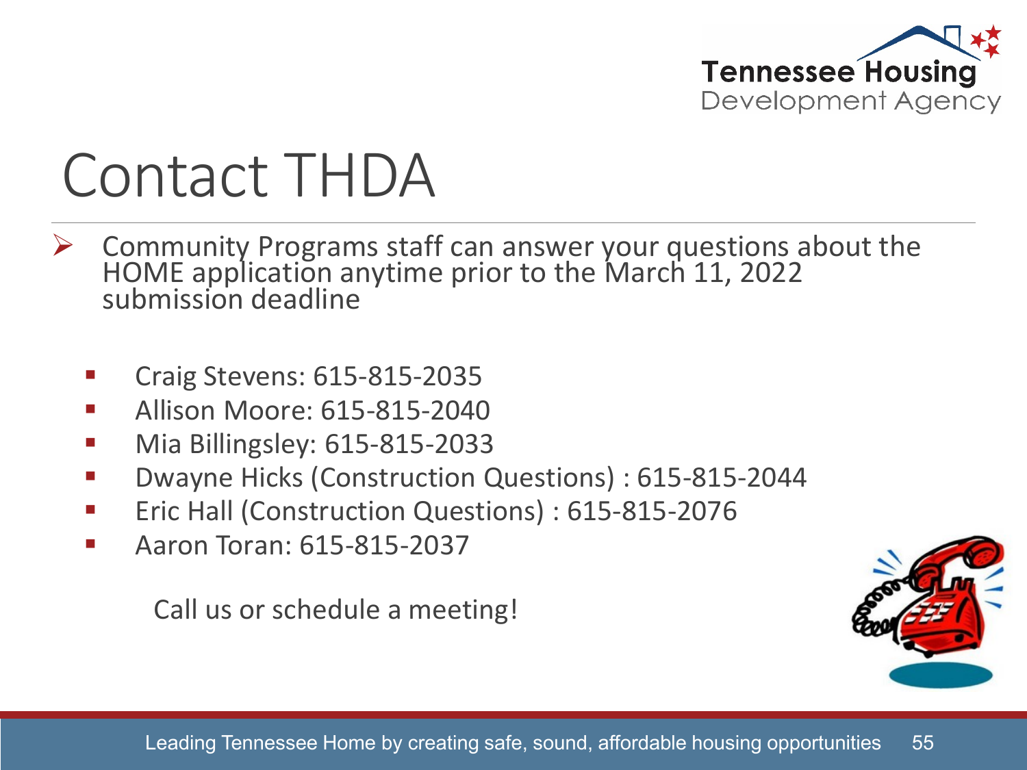# Contact THDA

- Community Programs staff can answer your questions about the HOME application anytime prior to the March 11, 2022 submission deadline

  - Craig Stevens: 615-815-2035
  - Allison Moore: 615-815-2040
  - Mia Billingsley: 615-815-2033
  - Dwayne Hicks (Construction Questions) : 615-815-2044
  - Eric Hall (Construction Questions) : 615-815-2076
  - Aaron Toran: 615-815-2037

  Call us or schedule a meeting!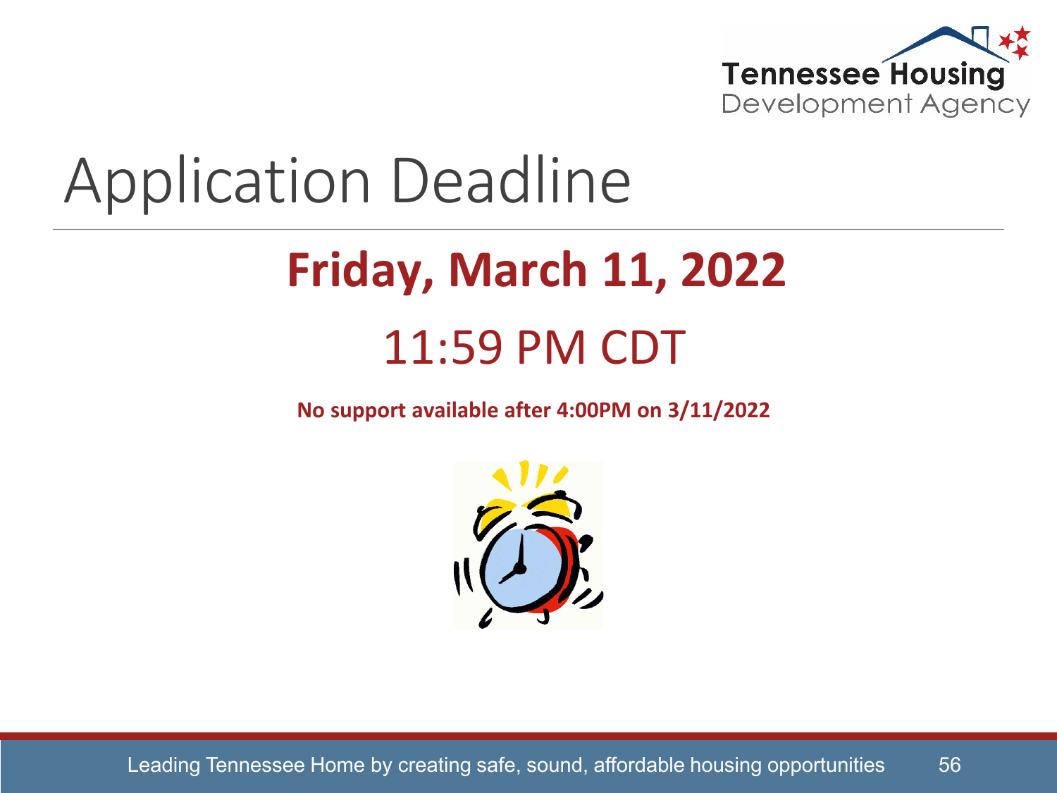# Application Deadline

## Friday, March 11, 2022

11:59 PM CDT

**No support available after 4:00PM on 3/11/2022**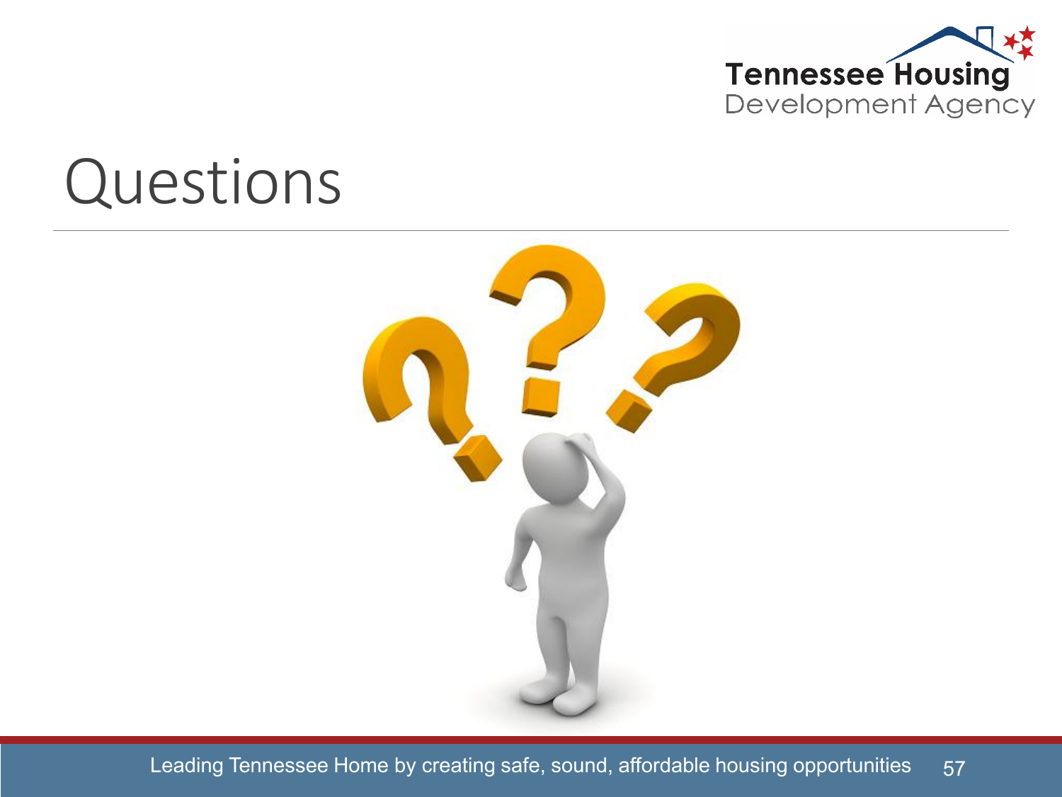# Questions